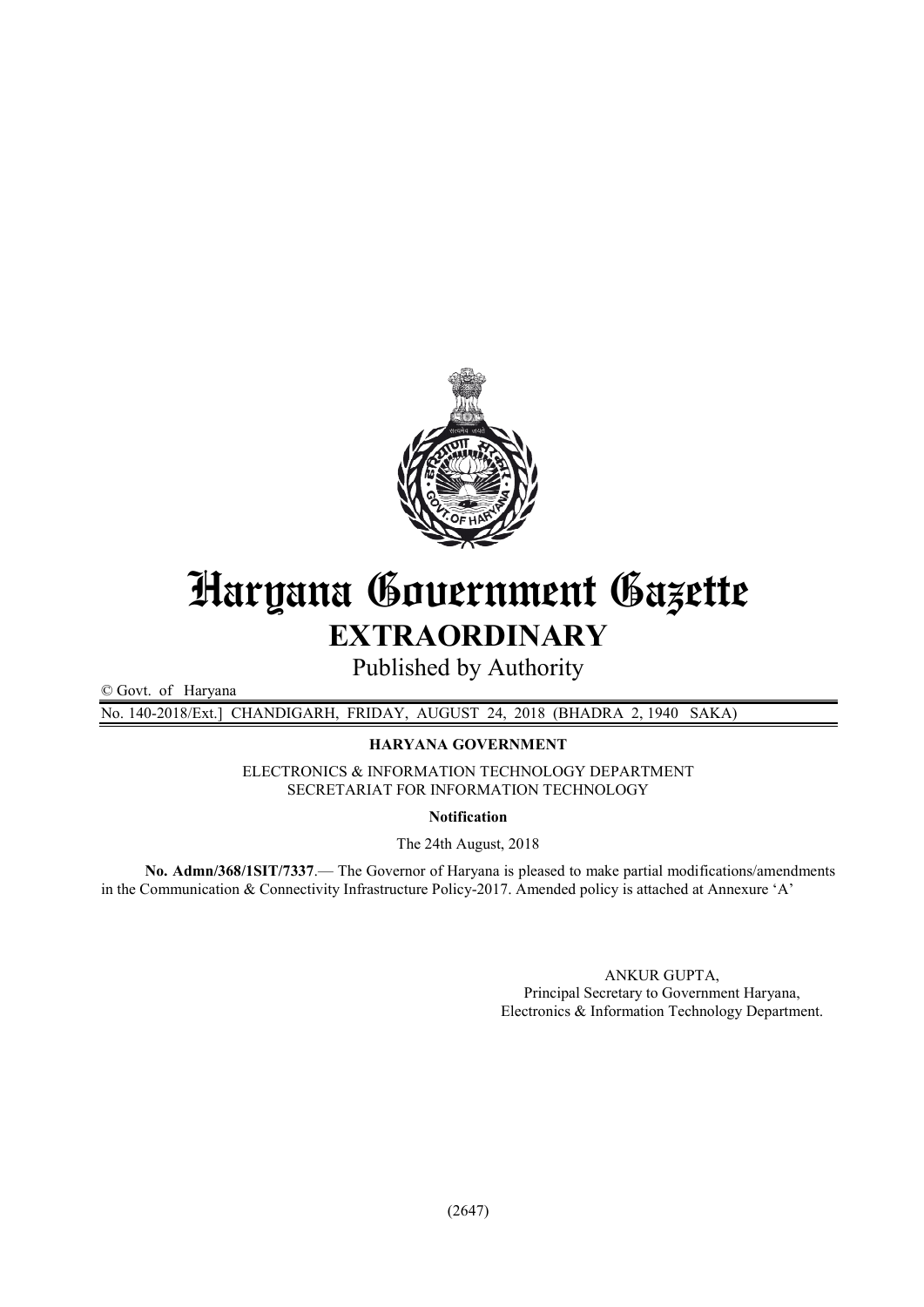# Haryana Government Gazette

## EXTRAORDINARY

Published by Authority

© Govt. of Haryana

No. 140-2018/Ext.] CHANDIGARH, FRIDAY, AUGUST 24, 2018 (BHADRA 2, 1940 SAKA)

**HARYANA GOVERNMENT**

ELECTRONICS & INFORMATION TECHNOLOGY DEPARTMENT
SECRETARIAT FOR INFORMATION TECHNOLOGY

**Notification**

The 24th August, 2018

**No. Admn/368/1SIT/7337**.— The Governor of Haryana is pleased to make partial modifications/amendments in the Communication & Connectivity Infrastructure Policy-2017. Amended policy is attached at Annexure 'A'

ANKUR GUPTA,
Principal Secretary to Government Haryana,
Electronics & Information Technology Department.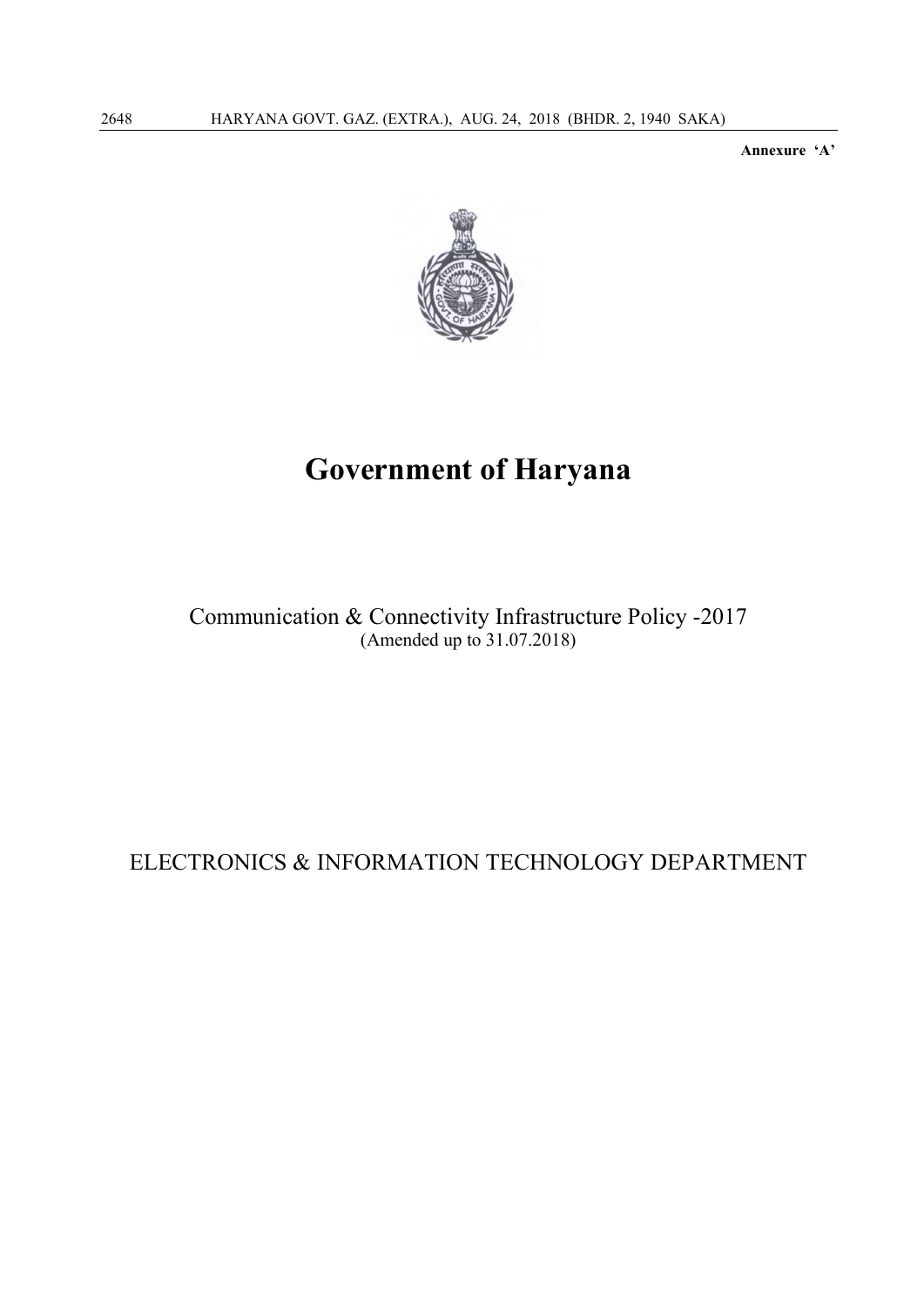**Annexure 'A'**

# Government of Haryana

Communication & Connectivity Infrastructure Policy -2017
(Amended up to 31.07.2018)

ELECTRONICS & INFORMATION TECHNOLOGY DEPARTMENT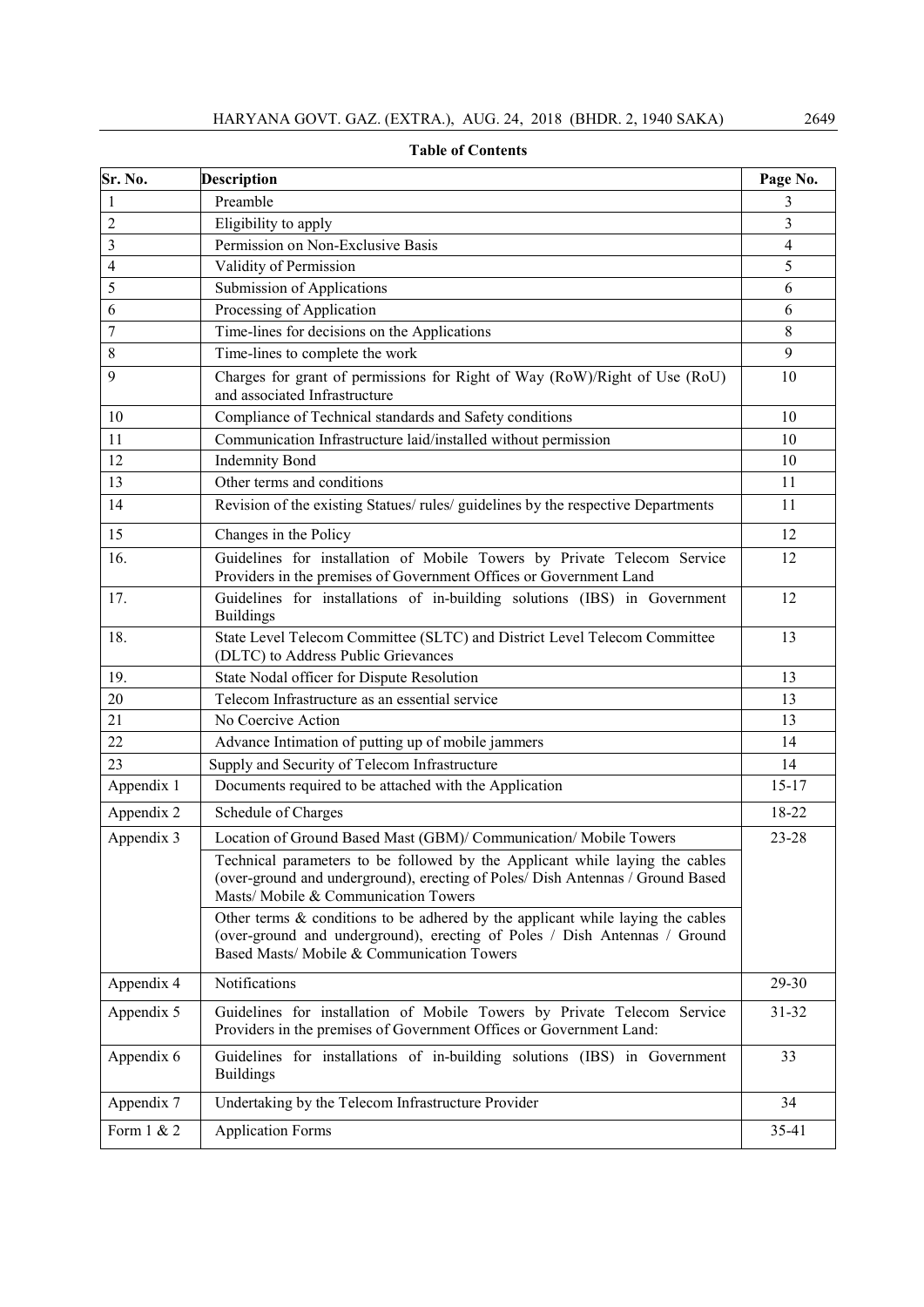**Table of Contents**

| Sr. No. | Description | Page No. |
|---|---|---|
| 1 | Preamble | 3 |
| 2 | Eligibility to apply | 3 |
| 3 | Permission on Non-Exclusive Basis | 4 |
| 4 | Validity of Permission | 5 |
| 5 | Submission of Applications | 6 |
| 6 | Processing of Application | 6 |
| 7 | Time-lines for decisions on the Applications | 8 |
| 8 | Time-lines to complete the work | 9 |
| 9 | Charges for grant of permissions for Right of Way (RoW)/Right of Use (RoU) and associated Infrastructure | 10 |
| 10 | Compliance of Technical standards and Safety conditions | 10 |
| 11 | Communication Infrastructure laid/installed without permission | 10 |
| 12 | Indemnity Bond | 10 |
| 13 | Other terms and conditions | 11 |
| 14 | Revision of the existing Statues/ rules/ guidelines by the respective Departments | 11 |
| 15 | Changes in the Policy | 12 |
| 16. | Guidelines for installation of Mobile Towers by Private Telecom Service Providers in the premises of Government Offices or Government Land | 12 |
| 17. | Guidelines for installations of in-building solutions (IBS) in Government Buildings | 12 |
| 18. | State Level Telecom Committee (SLTC) and District Level Telecom Committee (DLTC) to Address Public Grievances | 13 |
| 19. | State Nodal officer for Dispute Resolution | 13 |
| 20 | Telecom Infrastructure as an essential service | 13 |
| 21 | No Coercive Action | 13 |
| 22 | Advance Intimation of putting up of mobile jammers | 14 |
| 23 | Supply and Security of Telecom Infrastructure | 14 |
| Appendix 1 | Documents required to be attached with the Application | 15-17 |
| Appendix 2 | Schedule of Charges | 18-22 |
| Appendix 3 | Location of Ground Based Mast (GBM)/ Communication/ Mobile Towers | 23-28 |
| | Technical parameters to be followed by the Applicant while laying the cables (over-ground and underground), erecting of Poles/ Dish Antennas / Ground Based Masts/ Mobile & Communication Towers | |
| | Other terms & conditions to be adhered by the applicant while laying the cables (over-ground and underground), erecting of Poles / Dish Antennas / Ground Based Masts/ Mobile & Communication Towers | |
| Appendix 4 | Notifications | 29-30 |
| Appendix 5 | Guidelines for installation of Mobile Towers by Private Telecom Service Providers in the premises of Government Offices or Government Land: | 31-32 |
| Appendix 6 | Guidelines for installations of in-building solutions (IBS) in Government Buildings | 33 |
| Appendix 7 | Undertaking by the Telecom Infrastructure Provider | 34 |
| Form 1 & 2 | Application Forms | 35-41 |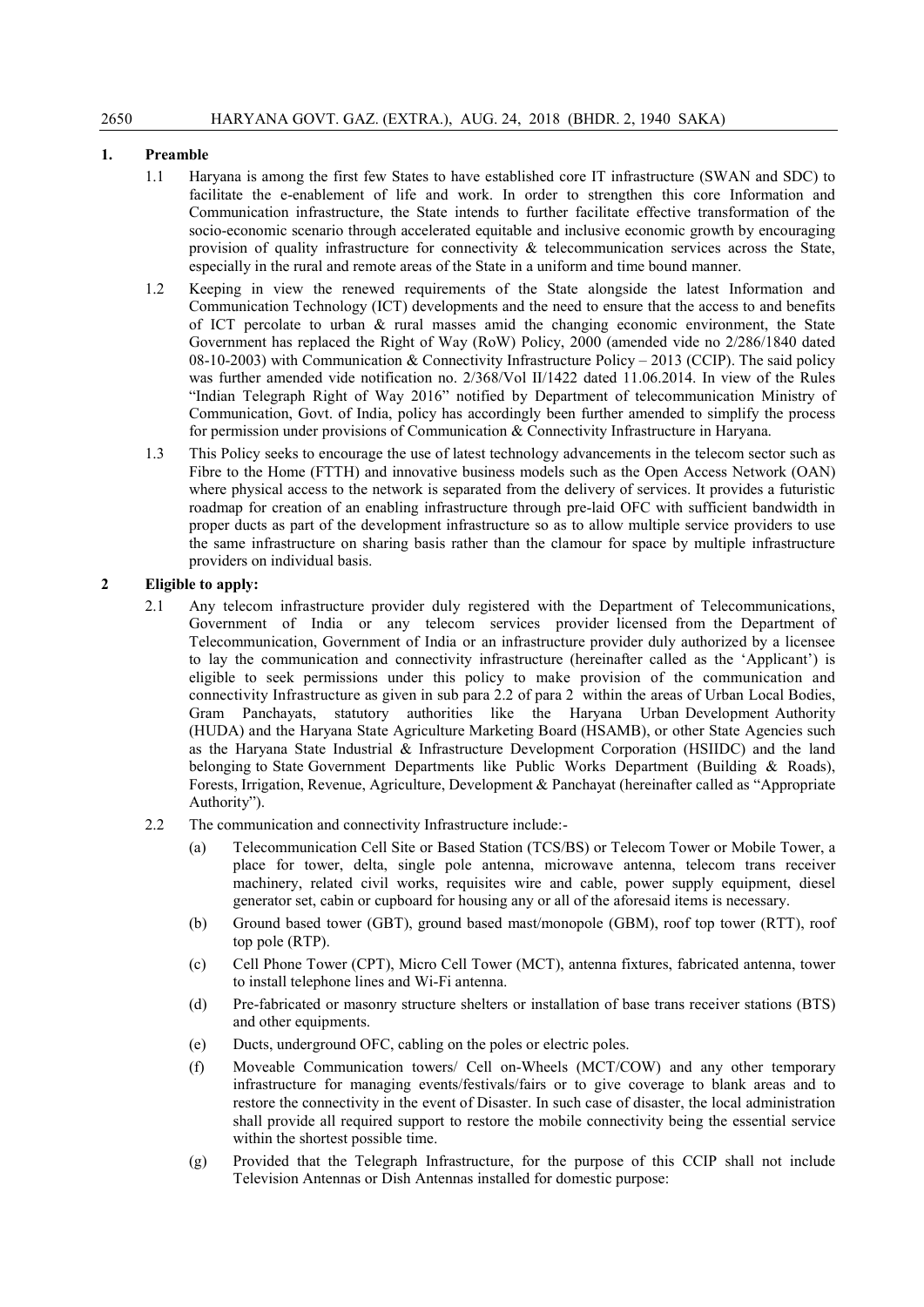## 1. Preamble

1.1 Haryana is among the first few States to have established core IT infrastructure (SWAN and SDC) to facilitate the e-enablement of life and work. In order to strengthen this core Information and Communication infrastructure, the State intends to further facilitate effective transformation of the socio-economic scenario through accelerated equitable and inclusive economic growth by encouraging provision of quality infrastructure for connectivity & telecommunication services across the State, especially in the rural and remote areas of the State in a uniform and time bound manner.

1.2 Keeping in view the renewed requirements of the State alongside the latest Information and Communication Technology (ICT) developments and the need to ensure that the access to and benefits of ICT percolate to urban & rural masses amid the changing economic environment, the State Government has replaced the Right of Way (RoW) Policy, 2000 (amended vide no 2/286/1840 dated 08-10-2003) with Communication & Connectivity Infrastructure Policy – 2013 (CCIP). The said policy was further amended vide notification no. 2/368/Vol II/1422 dated 11.06.2014. In view of the Rules "Indian Telegraph Right of Way 2016" notified by Department of telecommunication Ministry of Communication, Govt. of India, policy has accordingly been further amended to simplify the process for permission under provisions of Communication & Connectivity Infrastructure in Haryana.

1.3 This Policy seeks to encourage the use of latest technology advancements in the telecom sector such as Fibre to the Home (FTTH) and innovative business models such as the Open Access Network (OAN) where physical access to the network is separated from the delivery of services. It provides a futuristic roadmap for creation of an enabling infrastructure through pre-laid OFC with sufficient bandwidth in proper ducts as part of the development infrastructure so as to allow multiple service providers to use the same infrastructure on sharing basis rather than the clamour for space by multiple infrastructure providers on individual basis.

## 2 Eligible to apply:

2.1 Any telecom infrastructure provider duly registered with the Department of Telecommunications, Government of India or any telecom services provider licensed from the Department of Telecommunication, Government of India or an infrastructure provider duly authorized by a licensee to lay the communication and connectivity infrastructure (hereinafter called as the 'Applicant') is eligible to seek permissions under this policy to make provision of the communication and connectivity Infrastructure as given in sub para 2.2 of para 2 within the areas of Urban Local Bodies, Gram Panchayats, statutory authorities like the Haryana Urban Development Authority (HUDA) and the Haryana State Agriculture Marketing Board (HSAMB), or other State Agencies such as the Haryana State Industrial & Infrastructure Development Corporation (HSIIDC) and the land belonging to State Government Departments like Public Works Department (Building & Roads), Forests, Irrigation, Revenue, Agriculture, Development & Panchayat (hereinafter called as "Appropriate Authority").

2.2 The communication and connectivity Infrastructure include:-

(a) Telecommunication Cell Site or Based Station (TCS/BS) or Telecom Tower or Mobile Tower, a place for tower, delta, single pole antenna, microwave antenna, telecom trans receiver machinery, related civil works, requisites wire and cable, power supply equipment, diesel generator set, cabin or cupboard for housing any or all of the aforesaid items is necessary.

(b) Ground based tower (GBT), ground based mast/monopole (GBM), roof top tower (RTT), roof top pole (RTP).

(c) Cell Phone Tower (CPT), Micro Cell Tower (MCT), antenna fixtures, fabricated antenna, tower to install telephone lines and Wi-Fi antenna.

(d) Pre-fabricated or masonry structure shelters or installation of base trans receiver stations (BTS) and other equipments.

(e) Ducts, underground OFC, cabling on the poles or electric poles.

(f) Moveable Communication towers/ Cell on-Wheels (MCT/COW) and any other temporary infrastructure for managing events/festivals/fairs or to give coverage to blank areas and to restore the connectivity in the event of Disaster. In such case of disaster, the local administration shall provide all required support to restore the mobile connectivity being the essential service within the shortest possible time.

(g) Provided that the Telegraph Infrastructure, for the purpose of this CCIP shall not include Television Antennas or Dish Antennas installed for domestic purpose: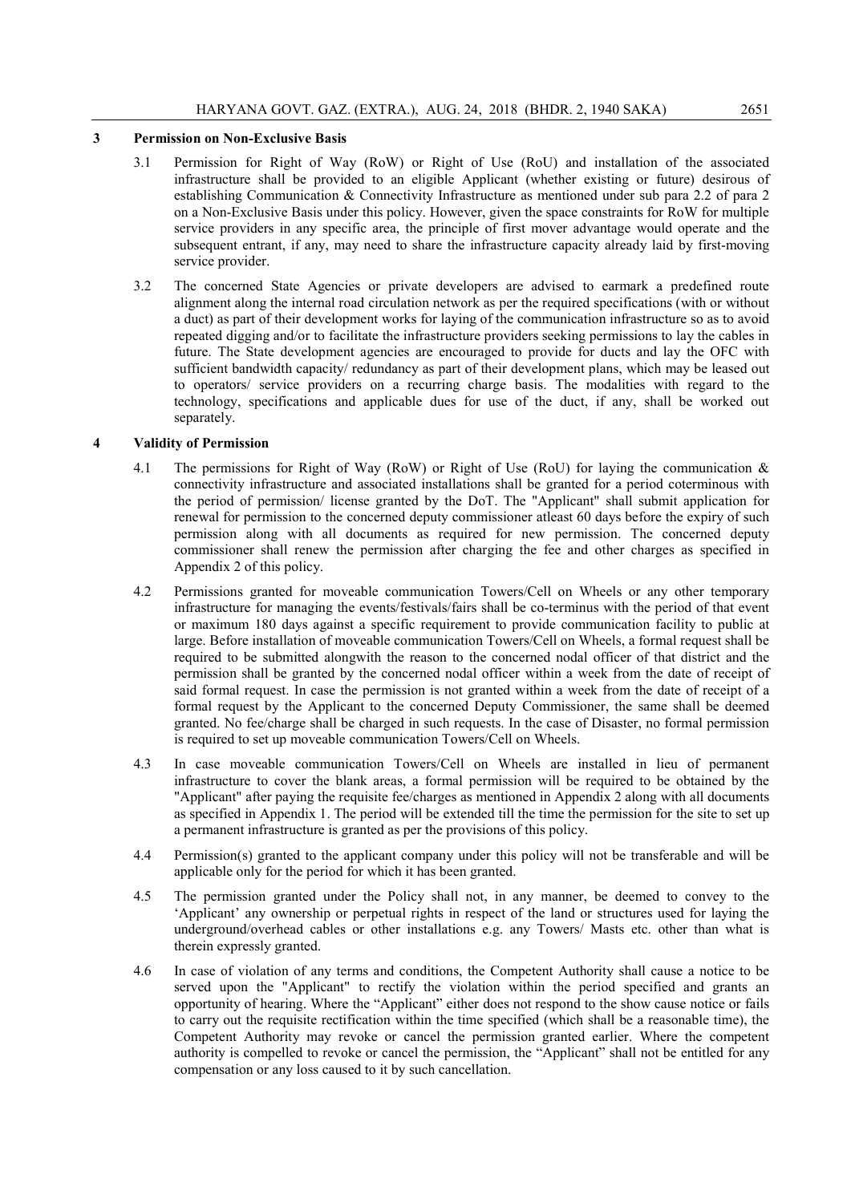## 3 Permission on Non-Exclusive Basis

3.1 Permission for Right of Way (RoW) or Right of Use (RoU) and installation of the associated infrastructure shall be provided to an eligible Applicant (whether existing or future) desirous of establishing Communication & Connectivity Infrastructure as mentioned under sub para 2.2 of para 2 on a Non-Exclusive Basis under this policy. However, given the space constraints for RoW for multiple service providers in any specific area, the principle of first mover advantage would operate and the subsequent entrant, if any, may need to share the infrastructure capacity already laid by first-moving service provider.

3.2 The concerned State Agencies or private developers are advised to earmark a predefined route alignment along the internal road circulation network as per the required specifications (with or without a duct) as part of their development works for laying of the communication infrastructure so as to avoid repeated digging and/or to facilitate the infrastructure providers seeking permissions to lay the cables in future. The State development agencies are encouraged to provide for ducts and lay the OFC with sufficient bandwidth capacity/ redundancy as part of their development plans, which may be leased out to operators/ service providers on a recurring charge basis. The modalities with regard to the technology, specifications and applicable dues for use of the duct, if any, shall be worked out separately.

## 4 Validity of Permission

4.1 The permissions for Right of Way (RoW) or Right of Use (RoU) for laying the communication & connectivity infrastructure and associated installations shall be granted for a period coterminous with the period of permission/ license granted by the DoT. The "Applicant" shall submit application for renewal for permission to the concerned deputy commissioner atleast 60 days before the expiry of such permission along with all documents as required for new permission. The concerned deputy commissioner shall renew the permission after charging the fee and other charges as specified in Appendix 2 of this policy.

4.2 Permissions granted for moveable communication Towers/Cell on Wheels or any other temporary infrastructure for managing the events/festivals/fairs shall be co-terminus with the period of that event or maximum 180 days against a specific requirement to provide communication facility to public at large. Before installation of moveable communication Towers/Cell on Wheels, a formal request shall be required to be submitted alongwith the reason to the concerned nodal officer of that district and the permission shall be granted by the concerned nodal officer within a week from the date of receipt of said formal request. In case the permission is not granted within a week from the date of receipt of a formal request by the Applicant to the concerned Deputy Commissioner, the same shall be deemed granted. No fee/charge shall be charged in such requests. In the case of Disaster, no formal permission is required to set up moveable communication Towers/Cell on Wheels.

4.3 In case moveable communication Towers/Cell on Wheels are installed in lieu of permanent infrastructure to cover the blank areas, a formal permission will be required to be obtained by the "Applicant" after paying the requisite fee/charges as mentioned in Appendix 2 along with all documents as specified in Appendix 1. The period will be extended till the time the permission for the site to set up a permanent infrastructure is granted as per the provisions of this policy.

4.4 Permission(s) granted to the applicant company under this policy will not be transferable and will be applicable only for the period for which it has been granted.

4.5 The permission granted under the Policy shall not, in any manner, be deemed to convey to the 'Applicant' any ownership or perpetual rights in respect of the land or structures used for laying the underground/overhead cables or other installations e.g. any Towers/ Masts etc. other than what is therein expressly granted.

4.6 In case of violation of any terms and conditions, the Competent Authority shall cause a notice to be served upon the "Applicant" to rectify the violation within the period specified and grants an opportunity of hearing. Where the "Applicant" either does not respond to the show cause notice or fails to carry out the requisite rectification within the time specified (which shall be a reasonable time), the Competent Authority may revoke or cancel the permission granted earlier. Where the competent authority is compelled to revoke or cancel the permission, the "Applicant" shall not be entitled for any compensation or any loss caused to it by such cancellation.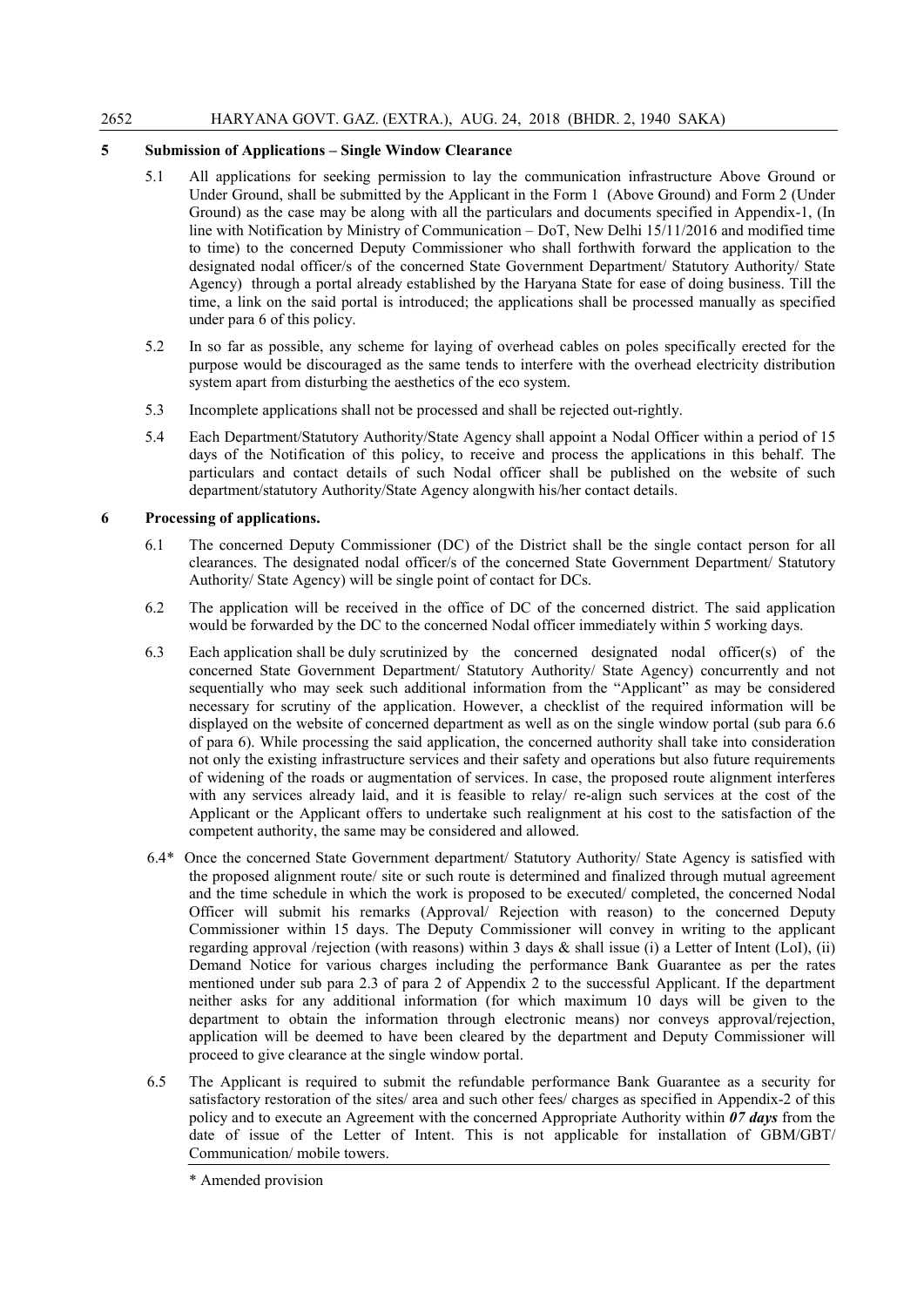## 5 Submission of Applications – Single Window Clearance

5.1 All applications for seeking permission to lay the communication infrastructure Above Ground or Under Ground, shall be submitted by the Applicant in the Form 1 (Above Ground) and Form 2 (Under Ground) as the case may be along with all the particulars and documents specified in Appendix-1, (In line with Notification by Ministry of Communication – DoT, New Delhi 15/11/2016 and modified time to time) to the concerned Deputy Commissioner who shall forthwith forward the application to the designated nodal officer/s of the concerned State Government Department/ Statutory Authority/ State Agency) through a portal already established by the Haryana State for ease of doing business. Till the time, a link on the said portal is introduced; the applications shall be processed manually as specified under para 6 of this policy.

5.2 In so far as possible, any scheme for laying of overhead cables on poles specifically erected for the purpose would be discouraged as the same tends to interfere with the overhead electricity distribution system apart from disturbing the aesthetics of the eco system.

5.3 Incomplete applications shall not be processed and shall be rejected out-rightly.

5.4 Each Department/Statutory Authority/State Agency shall appoint a Nodal Officer within a period of 15 days of the Notification of this policy, to receive and process the applications in this behalf. The particulars and contact details of such Nodal officer shall be published on the website of such department/statutory Authority/State Agency alongwith his/her contact details.

## 6 Processing of applications.

6.1 The concerned Deputy Commissioner (DC) of the District shall be the single contact person for all clearances. The designated nodal officer/s of the concerned State Government Department/ Statutory Authority/ State Agency) will be single point of contact for DCs.

6.2 The application will be received in the office of DC of the concerned district. The said application would be forwarded by the DC to the concerned Nodal officer immediately within 5 working days.

6.3 Each application shall be duly scrutinized by the concerned designated nodal officer(s) of the concerned State Government Department/ Statutory Authority/ State Agency) concurrently and not sequentially who may seek such additional information from the "Applicant" as may be considered necessary for scrutiny of the application. However, a checklist of the required information will be displayed on the website of concerned department as well as on the single window portal (sub para 6.6 of para 6). While processing the said application, the concerned authority shall take into consideration not only the existing infrastructure services and their safety and operations but also future requirements of widening of the roads or augmentation of services. In case, the proposed route alignment interferes with any services already laid, and it is feasible to relay/ re-align such services at the cost of the Applicant or the Applicant offers to undertake such realignment at his cost to the satisfaction of the competent authority, the same may be considered and allowed.

6.4* Once the concerned State Government department/ Statutory Authority/ State Agency is satisfied with the proposed alignment route/ site or such route is determined and finalized through mutual agreement and the time schedule in which the work is proposed to be executed/ completed, the concerned Nodal Officer will submit his remarks (Approval/ Rejection with reason) to the concerned Deputy Commissioner within 15 days. The Deputy Commissioner will convey in writing to the applicant regarding approval /rejection (with reasons) within 3 days & shall issue (i) a Letter of Intent (LoI), (ii) Demand Notice for various charges including the performance Bank Guarantee as per the rates mentioned under sub para 2.3 of para 2 of Appendix 2 to the successful Applicant. If the department neither asks for any additional information (for which maximum 10 days will be given to the department to obtain the information through electronic means) nor conveys approval/rejection, application will be deemed to have been cleared by the department and Deputy Commissioner will proceed to give clearance at the single window portal.

6.5 The Applicant is required to submit the refundable performance Bank Guarantee as a security for satisfactory restoration of the sites/ area and such other fees/ charges as specified in Appendix-2 of this policy and to execute an Agreement with the concerned Appropriate Authority within ***07 days*** from the date of issue of the Letter of Intent. This is not applicable for installation of GBM/GBT/ Communication/ mobile towers.

\* Amended provision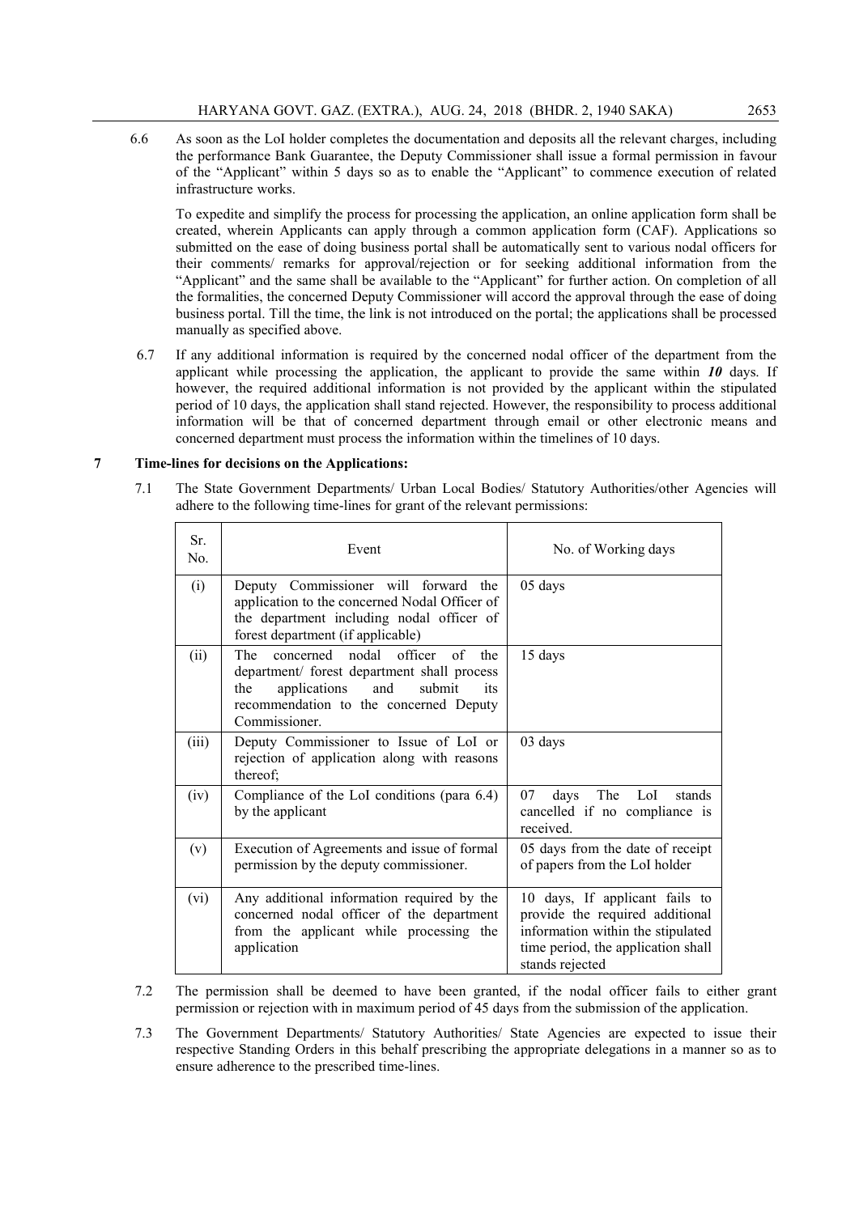6.6 As soon as the LoI holder completes the documentation and deposits all the relevant charges, including the performance Bank Guarantee, the Deputy Commissioner shall issue a formal permission in favour of the "Applicant" within 5 days so as to enable the "Applicant" to commence execution of related infrastructure works.

To expedite and simplify the process for processing the application, an online application form shall be created, wherein Applicants can apply through a common application form (CAF). Applications so submitted on the ease of doing business portal shall be automatically sent to various nodal officers for their comments/ remarks for approval/rejection or for seeking additional information from the "Applicant" and the same shall be available to the "Applicant" for further action. On completion of all the formalities, the concerned Deputy Commissioner will accord the approval through the ease of doing business portal. Till the time, the link is not introduced on the portal; the applications shall be processed manually as specified above.

6.7 If any additional information is required by the concerned nodal officer of the department from the applicant while processing the application, the applicant to provide the same within ***10*** days. If however, the required additional information is not provided by the applicant within the stipulated period of 10 days, the application shall stand rejected. However, the responsibility to process additional information will be that of concerned department through email or other electronic means and concerned department must process the information within the timelines of 10 days.

## 7 Time-lines for decisions on the Applications:

7.1 The State Government Departments/ Urban Local Bodies/ Statutory Authorities/other Agencies will adhere to the following time-lines for grant of the relevant permissions:

| Sr. No. | Event | No. of Working days |
|---|---|---|
| (i) | Deputy Commissioner will forward the application to the concerned Nodal Officer of the department including nodal officer of forest department (if applicable) | 05 days |
| (ii) | The concerned nodal officer of the department/ forest department shall process the applications and submit its recommendation to the concerned Deputy Commissioner. | 15 days |
| (iii) | Deputy Commissioner to Issue of LoI or rejection of application along with reasons thereof; | 03 days |
| (iv) | Compliance of the LoI conditions (para 6.4) by the applicant | 07 days The LoI stands cancelled if no compliance is received. |
| (v) | Execution of Agreements and issue of formal permission by the deputy commissioner. | 05 days from the date of receipt of papers from the LoI holder |
| (vi) | Any additional information required by the concerned nodal officer of the department from the applicant while processing the application | 10 days, If applicant fails to provide the required additional information within the stipulated time period, the application shall stands rejected |

7.2 The permission shall be deemed to have been granted, if the nodal officer fails to either grant permission or rejection with in maximum period of 45 days from the submission of the application.

7.3 The Government Departments/ Statutory Authorities/ State Agencies are expected to issue their respective Standing Orders in this behalf prescribing the appropriate delegations in a manner so as to ensure adherence to the prescribed time-lines.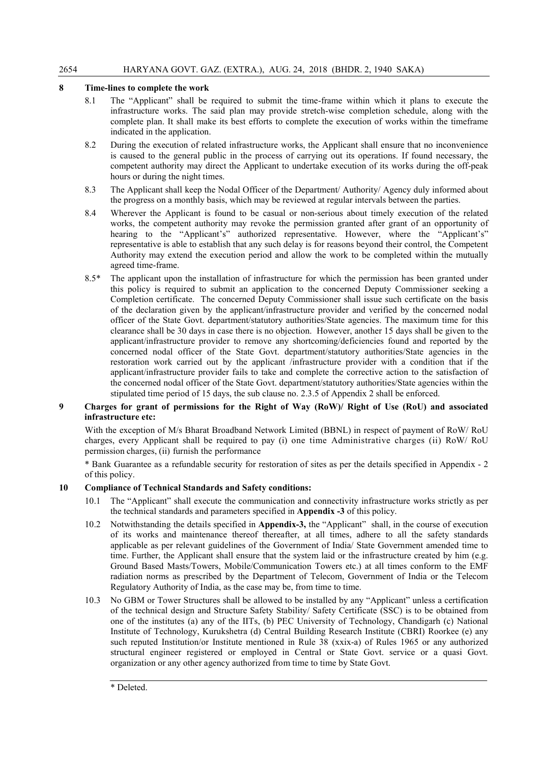## 8 Time-lines to complete the work

8.1 The "Applicant" shall be required to submit the time-frame within which it plans to execute the infrastructure works. The said plan may provide stretch-wise completion schedule, along with the complete plan. It shall make its best efforts to complete the execution of works within the timeframe indicated in the application.

8.2 During the execution of related infrastructure works, the Applicant shall ensure that no inconvenience is caused to the general public in the process of carrying out its operations. If found necessary, the competent authority may direct the Applicant to undertake execution of its works during the off-peak hours or during the night times.

8.3 The Applicant shall keep the Nodal Officer of the Department/ Authority/ Agency duly informed about the progress on a monthly basis, which may be reviewed at regular intervals between the parties.

8.4 Wherever the Applicant is found to be casual or non-serious about timely execution of the related works, the competent authority may revoke the permission granted after grant of an opportunity of hearing to the "Applicant's" authorized representative. However, where the "Applicant's" representative is able to establish that any such delay is for reasons beyond their control, the Competent Authority may extend the execution period and allow the work to be completed within the mutually agreed time-frame.

8.5* The applicant upon the installation of infrastructure for which the permission has been granted under this policy is required to submit an application to the concerned Deputy Commissioner seeking a Completion certificate. The concerned Deputy Commissioner shall issue such certificate on the basis of the declaration given by the applicant/infrastructure provider and verified by the concerned nodal officer of the State Govt. department/statutory authorities/State agencies. The maximum time for this clearance shall be 30 days in case there is no objection. However, another 15 days shall be given to the applicant/infrastructure provider to remove any shortcoming/deficiencies found and reported by the concerned nodal officer of the State Govt. department/statutory authorities/State agencies in the restoration work carried out by the applicant /infrastructure provider with a condition that if the applicant/infrastructure provider fails to take and complete the corrective action to the satisfaction of the concerned nodal officer of the State Govt. department/statutory authorities/State agencies within the stipulated time period of 15 days, the sub clause no. 2.3.5 of Appendix 2 shall be enforced.

## 9 Charges for grant of permissions for the Right of Way (RoW)/ Right of Use (RoU) and associated infrastructure etc:

With the exception of M/s Bharat Broadband Network Limited (BBNL) in respect of payment of RoW/ RoU charges, every Applicant shall be required to pay (i) one time Administrative charges (ii) RoW/ RoU permission charges, (ii) furnish the performance

* Bank Guarantee as a refundable security for restoration of sites as per the details specified in Appendix - 2 of this policy.

## 10 Compliance of Technical Standards and Safety conditions:

10.1 The "Applicant" shall execute the communication and connectivity infrastructure works strictly as per the technical standards and parameters specified in **Appendix -3** of this policy.

10.2 Notwithstanding the details specified in **Appendix-3,** the "Applicant" shall, in the course of execution of its works and maintenance thereof thereafter, at all times, adhere to all the safety standards applicable as per relevant guidelines of the Government of India/ State Government amended time to time. Further, the Applicant shall ensure that the system laid or the infrastructure created by him (e.g. Ground Based Masts/Towers, Mobile/Communication Towers etc.) at all times conform to the EMF radiation norms as prescribed by the Department of Telecom, Government of India or the Telecom Regulatory Authority of India, as the case may be, from time to time.

10.3 No GBM or Tower Structures shall be allowed to be installed by any "Applicant" unless a certification of the technical design and Structure Safety Stability/ Safety Certificate (SSC) is to be obtained from one of the institutes (a) any of the IITs, (b) PEC University of Technology, Chandigarh (c) National Institute of Technology, Kurukshetra (d) Central Building Research Institute (CBRI) Roorkee (e) any such reputed Institution/or Institute mentioned in Rule 38 (xxix-a) of Rules 1965 or any authorized structural engineer registered or employed in Central or State Govt. service or a quasi Govt. organization or any other agency authorized from time to time by State Govt.

---

* Deleted.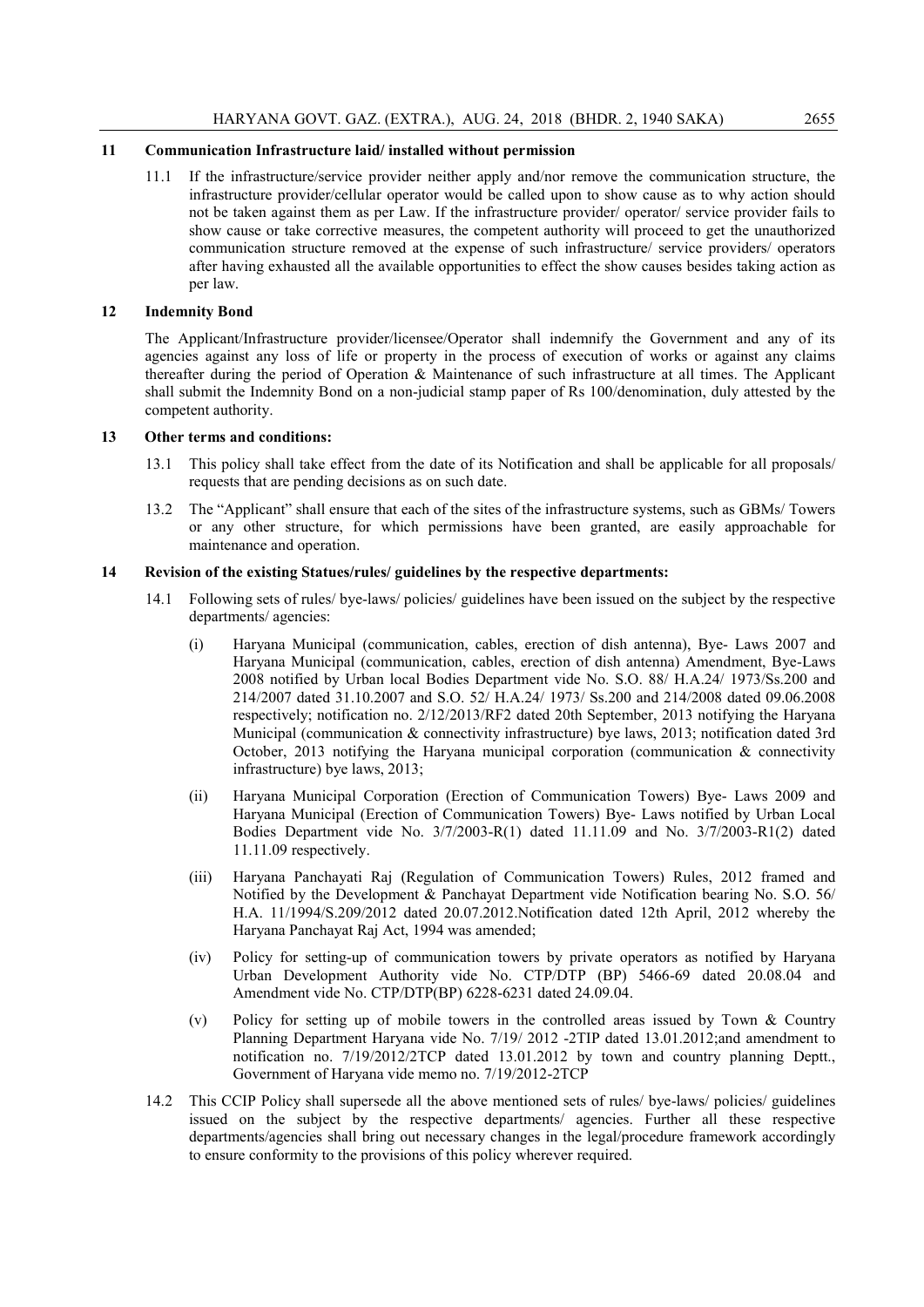## 11 Communication Infrastructure laid/ installed without permission

11.1 If the infrastructure/service provider neither apply and/nor remove the communication structure, the infrastructure provider/cellular operator would be called upon to show cause as to why action should not be taken against them as per Law. If the infrastructure provider/ operator/ service provider fails to show cause or take corrective measures, the competent authority will proceed to get the unauthorized communication structure removed at the expense of such infrastructure/ service providers/ operators after having exhausted all the available opportunities to effect the show causes besides taking action as per law.

## 12 Indemnity Bond

The Applicant/Infrastructure provider/licensee/Operator shall indemnify the Government and any of its agencies against any loss of life or property in the process of execution of works or against any claims thereafter during the period of Operation & Maintenance of such infrastructure at all times. The Applicant shall submit the Indemnity Bond on a non-judicial stamp paper of Rs 100/denomination, duly attested by the competent authority.

## 13 Other terms and conditions:

13.1 This policy shall take effect from the date of its Notification and shall be applicable for all proposals/ requests that are pending decisions as on such date.

13.2 The "Applicant" shall ensure that each of the sites of the infrastructure systems, such as GBMs/ Towers or any other structure, for which permissions have been granted, are easily approachable for maintenance and operation.

## 14 Revision of the existing Statues/rules/ guidelines by the respective departments:

14.1 Following sets of rules/ bye-laws/ policies/ guidelines have been issued on the subject by the respective departments/ agencies:

(i) Haryana Municipal (communication, cables, erection of dish antenna), Bye- Laws 2007 and Haryana Municipal (communication, cables, erection of dish antenna) Amendment, Bye-Laws 2008 notified by Urban local Bodies Department vide No. S.O. 88/ H.A.24/ 1973/Ss.200 and 214/2007 dated 31.10.2007 and S.O. 52/ H.A.24/ 1973/ Ss.200 and 214/2008 dated 09.06.2008 respectively; notification no. 2/12/2013/RF2 dated 20th September, 2013 notifying the Haryana Municipal (communication & connectivity infrastructure) bye laws, 2013; notification dated 3rd October, 2013 notifying the Haryana municipal corporation (communication & connectivity infrastructure) bye laws, 2013;

(ii) Haryana Municipal Corporation (Erection of Communication Towers) Bye- Laws 2009 and Haryana Municipal (Erection of Communication Towers) Bye- Laws notified by Urban Local Bodies Department vide No. 3/7/2003-R(1) dated 11.11.09 and No. 3/7/2003-R1(2) dated 11.11.09 respectively.

(iii) Haryana Panchayati Raj (Regulation of Communication Towers) Rules, 2012 framed and Notified by the Development & Panchayat Department vide Notification bearing No. S.O. 56/ H.A. 11/1994/S.209/2012 dated 20.07.2012.Notification dated 12th April, 2012 whereby the Haryana Panchayat Raj Act, 1994 was amended;

(iv) Policy for setting-up of communication towers by private operators as notified by Haryana Urban Development Authority vide No. CTP/DTP (BP) 5466-69 dated 20.08.04 and Amendment vide No. CTP/DTP(BP) 6228-6231 dated 24.09.04.

(v) Policy for setting up of mobile towers in the controlled areas issued by Town & Country Planning Department Haryana vide No. 7/19/ 2012 -2TIP dated 13.01.2012;and amendment to notification no. 7/19/2012/2TCP dated 13.01.2012 by town and country planning Deptt., Government of Haryana vide memo no. 7/19/2012-2TCP

14.2 This CCIP Policy shall supersede all the above mentioned sets of rules/ bye-laws/ policies/ guidelines issued on the subject by the respective departments/ agencies. Further all these respective departments/agencies shall bring out necessary changes in the legal/procedure framework accordingly to ensure conformity to the provisions of this policy wherever required.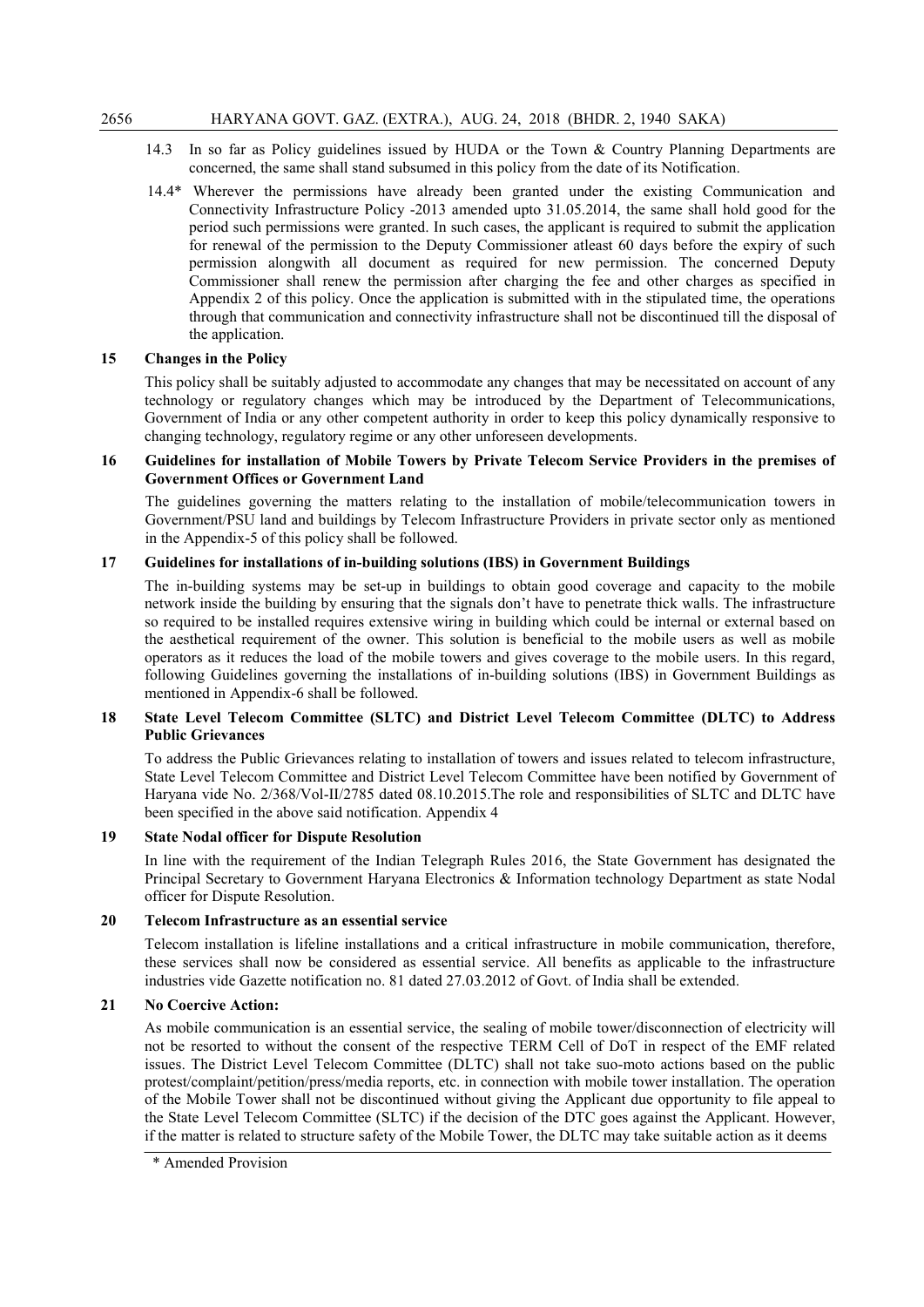14.3 In so far as Policy guidelines issued by HUDA or the Town & Country Planning Departments are concerned, the same shall stand subsumed in this policy from the date of its Notification.

14.4* Wherever the permissions have already been granted under the existing Communication and Connectivity Infrastructure Policy -2013 amended upto 31.05.2014, the same shall hold good for the period such permissions were granted. In such cases, the applicant is required to submit the application for renewal of the permission to the Deputy Commissioner atleast 60 days before the expiry of such permission alongwith all document as required for new permission. The concerned Deputy Commissioner shall renew the permission after charging the fee and other charges as specified in Appendix 2 of this policy. Once the application is submitted with in the stipulated time, the operations through that communication and connectivity infrastructure shall not be discontinued till the disposal of the application.

## 15 Changes in the Policy

This policy shall be suitably adjusted to accommodate any changes that may be necessitated on account of any technology or regulatory changes which may be introduced by the Department of Telecommunications, Government of India or any other competent authority in order to keep this policy dynamically responsive to changing technology, regulatory regime or any other unforeseen developments.

## 16 Guidelines for installation of Mobile Towers by Private Telecom Service Providers in the premises of Government Offices or Government Land

The guidelines governing the matters relating to the installation of mobile/telecommunication towers in Government/PSU land and buildings by Telecom Infrastructure Providers in private sector only as mentioned in the Appendix-5 of this policy shall be followed.

## 17 Guidelines for installations of in-building solutions (IBS) in Government Buildings

The in-building systems may be set-up in buildings to obtain good coverage and capacity to the mobile network inside the building by ensuring that the signals don't have to penetrate thick walls. The infrastructure so required to be installed requires extensive wiring in building which could be internal or external based on the aesthetical requirement of the owner. This solution is beneficial to the mobile users as well as mobile operators as it reduces the load of the mobile towers and gives coverage to the mobile users. In this regard, following Guidelines governing the installations of in-building solutions (IBS) in Government Buildings as mentioned in Appendix-6 shall be followed.

## 18 State Level Telecom Committee (SLTC) and District Level Telecom Committee (DLTC) to Address Public Grievances

To address the Public Grievances relating to installation of towers and issues related to telecom infrastructure, State Level Telecom Committee and District Level Telecom Committee have been notified by Government of Haryana vide No. 2/368/Vol-II/2785 dated 08.10.2015.The role and responsibilities of SLTC and DLTC have been specified in the above said notification. Appendix 4

## 19 State Nodal officer for Dispute Resolution

In line with the requirement of the Indian Telegraph Rules 2016, the State Government has designated the Principal Secretary to Government Haryana Electronics & Information technology Department as state Nodal officer for Dispute Resolution.

## 20 Telecom Infrastructure as an essential service

Telecom installation is lifeline installations and a critical infrastructure in mobile communication, therefore, these services shall now be considered as essential service. All benefits as applicable to the infrastructure industries vide Gazette notification no. 81 dated 27.03.2012 of Govt. of India shall be extended.

## 21 No Coercive Action:

As mobile communication is an essential service, the sealing of mobile tower/disconnection of electricity will not be resorted to without the consent of the respective TERM Cell of DoT in respect of the EMF related issues. The District Level Telecom Committee (DLTC) shall not take suo-moto actions based on the public protest/complaint/petition/press/media reports, etc. in connection with mobile tower installation. The operation of the Mobile Tower shall not be discontinued without giving the Applicant due opportunity to file appeal to the State Level Telecom Committee (SLTC) if the decision of the DTC goes against the Applicant. However, if the matter is related to structure safety of the Mobile Tower, the DLTC may take suitable action as it deems

\* Amended Provision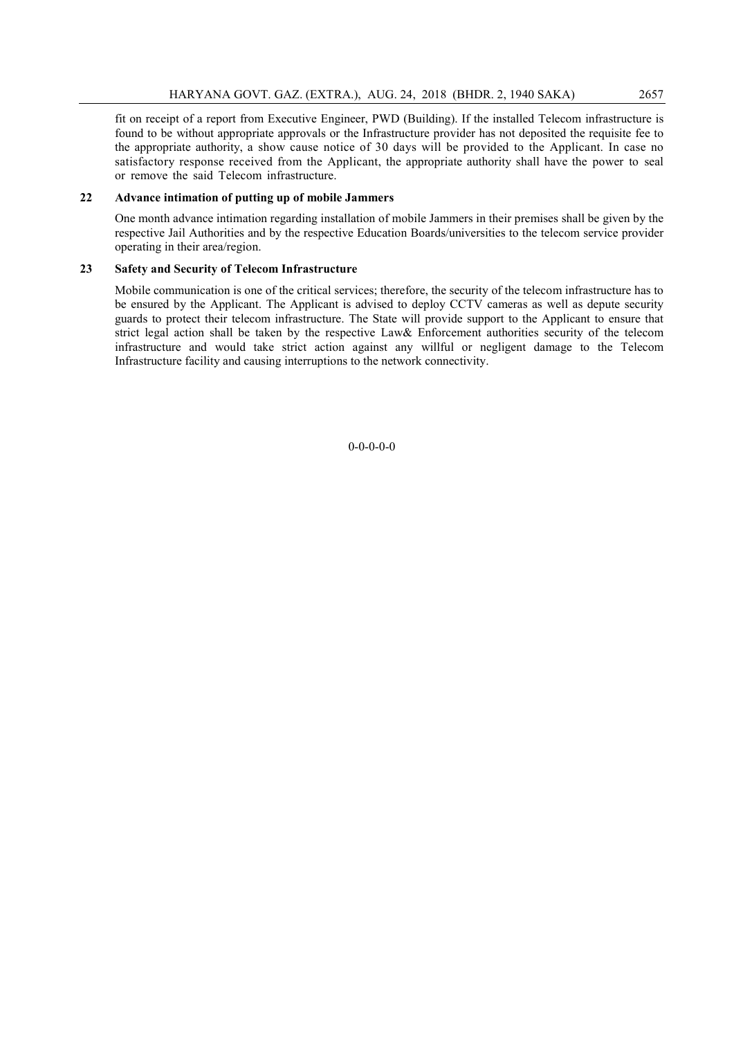fit on receipt of a report from Executive Engineer, PWD (Building). If the installed Telecom infrastructure is found to be without appropriate approvals or the Infrastructure provider has not deposited the requisite fee to the appropriate authority, a show cause notice of 30 days will be provided to the Applicant. In case no satisfactory response received from the Applicant, the appropriate authority shall have the power to seal or remove the said Telecom infrastructure.

**22 Advance intimation of putting up of mobile Jammers**

One month advance intimation regarding installation of mobile Jammers in their premises shall be given by the respective Jail Authorities and by the respective Education Boards/universities to the telecom service provider operating in their area/region.

**23 Safety and Security of Telecom Infrastructure**

Mobile communication is one of the critical services; therefore, the security of the telecom infrastructure has to be ensured by the Applicant. The Applicant is advised to deploy CCTV cameras as well as depute security guards to protect their telecom infrastructure. The State will provide support to the Applicant to ensure that strict legal action shall be taken by the respective Law& Enforcement authorities security of the telecom infrastructure and would take strict action against any willful or negligent damage to the Telecom Infrastructure facility and causing interruptions to the network connectivity.

0-0-0-0-0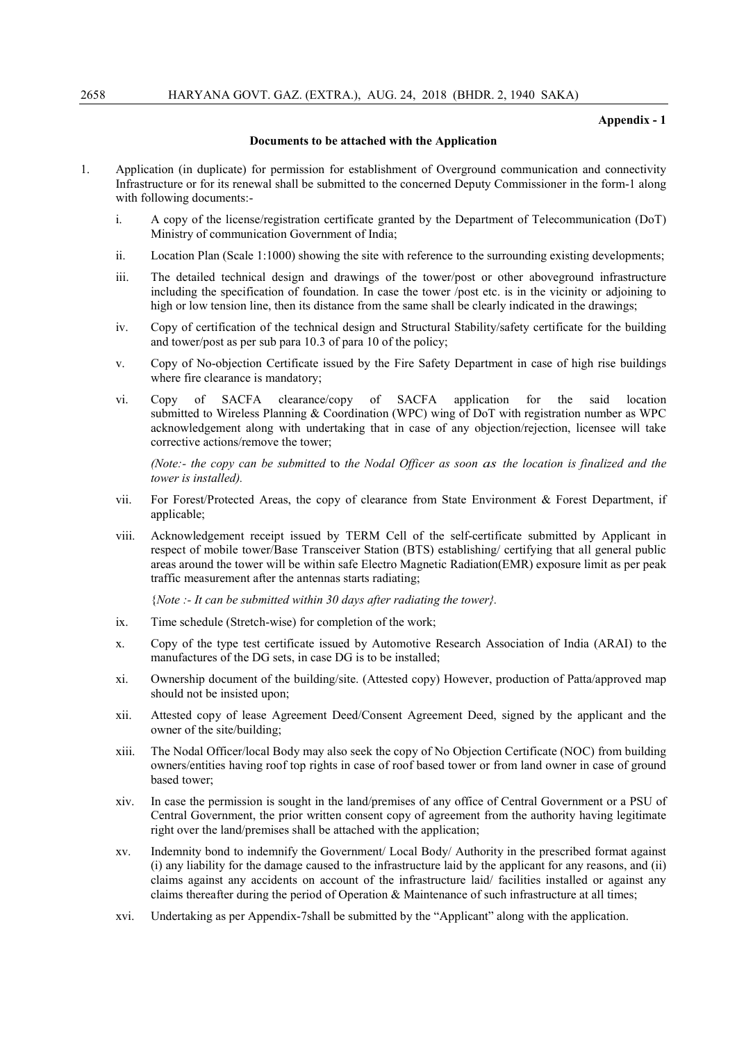**Appendix - 1**

**Documents to be attached with the Application**

1. Application (in duplicate) for permission for establishment of Overground communication and connectivity Infrastructure or for its renewal shall be submitted to the concerned Deputy Commissioner in the form-1 along with following documents:-

   i. A copy of the license/registration certificate granted by the Department of Telecommunication (DoT) Ministry of communication Government of India;

   ii. Location Plan (Scale 1:1000) showing the site with reference to the surrounding existing developments;

   iii. The detailed technical design and drawings of the tower/post or other aboveground infrastructure including the specification of foundation. In case the tower /post etc. is in the vicinity or adjoining to high or low tension line, then its distance from the same shall be clearly indicated in the drawings;

   iv. Copy of certification of the technical design and Structural Stability/safety certificate for the building and tower/post as per sub para 10.3 of para 10 of the policy;

   v. Copy of No-objection Certificate issued by the Fire Safety Department in case of high rise buildings where fire clearance is mandatory;

   vi. Copy of SACFA clearance/copy of SACFA application for the said location submitted to Wireless Planning & Coordination (WPC) wing of DoT with registration number as WPC acknowledgement along with undertaking that in case of any objection/rejection, licensee will take corrective actions/remove the tower;

   *(Note:- the copy can be submitted* to *the Nodal Officer as soon as the location is finalized and the tower is installed).*

   vii. For Forest/Protected Areas, the copy of clearance from State Environment & Forest Department, if applicable;

   viii. Acknowledgement receipt issued by TERM Cell of the self-certificate submitted by Applicant in respect of mobile tower/Base Transceiver Station (BTS) establishing/ certifying that all general public areas around the tower will be within safe Electro Magnetic Radiation(EMR) exposure limit as per peak traffic measurement after the antennas starts radiating;

   {*Note :- It can be submitted within 30 days after radiating the tower}.*

   ix. Time schedule (Stretch-wise) for completion of the work;

   x. Copy of the type test certificate issued by Automotive Research Association of India (ARAI) to the manufactures of the DG sets, in case DG is to be installed;

   xi. Ownership document of the building/site. (Attested copy) However, production of Patta/approved map should not be insisted upon;

   xii. Attested copy of lease Agreement Deed/Consent Agreement Deed, signed by the applicant and the owner of the site/building;

   xiii. The Nodal Officer/local Body may also seek the copy of No Objection Certificate (NOC) from building owners/entities having roof top rights in case of roof based tower or from land owner in case of ground based tower;

   xiv. In case the permission is sought in the land/premises of any office of Central Government or a PSU of Central Government, the prior written consent copy of agreement from the authority having legitimate right over the land/premises shall be attached with the application;

   xv. Indemnity bond to indemnify the Government/ Local Body/ Authority in the prescribed format against (i) any liability for the damage caused to the infrastructure laid by the applicant for any reasons, and (ii) claims against any accidents on account of the infrastructure laid/ facilities installed or against any claims thereafter during the period of Operation & Maintenance of such infrastructure at all times;

   xvi. Undertaking as per Appendix-7shall be submitted by the "Applicant" along with the application.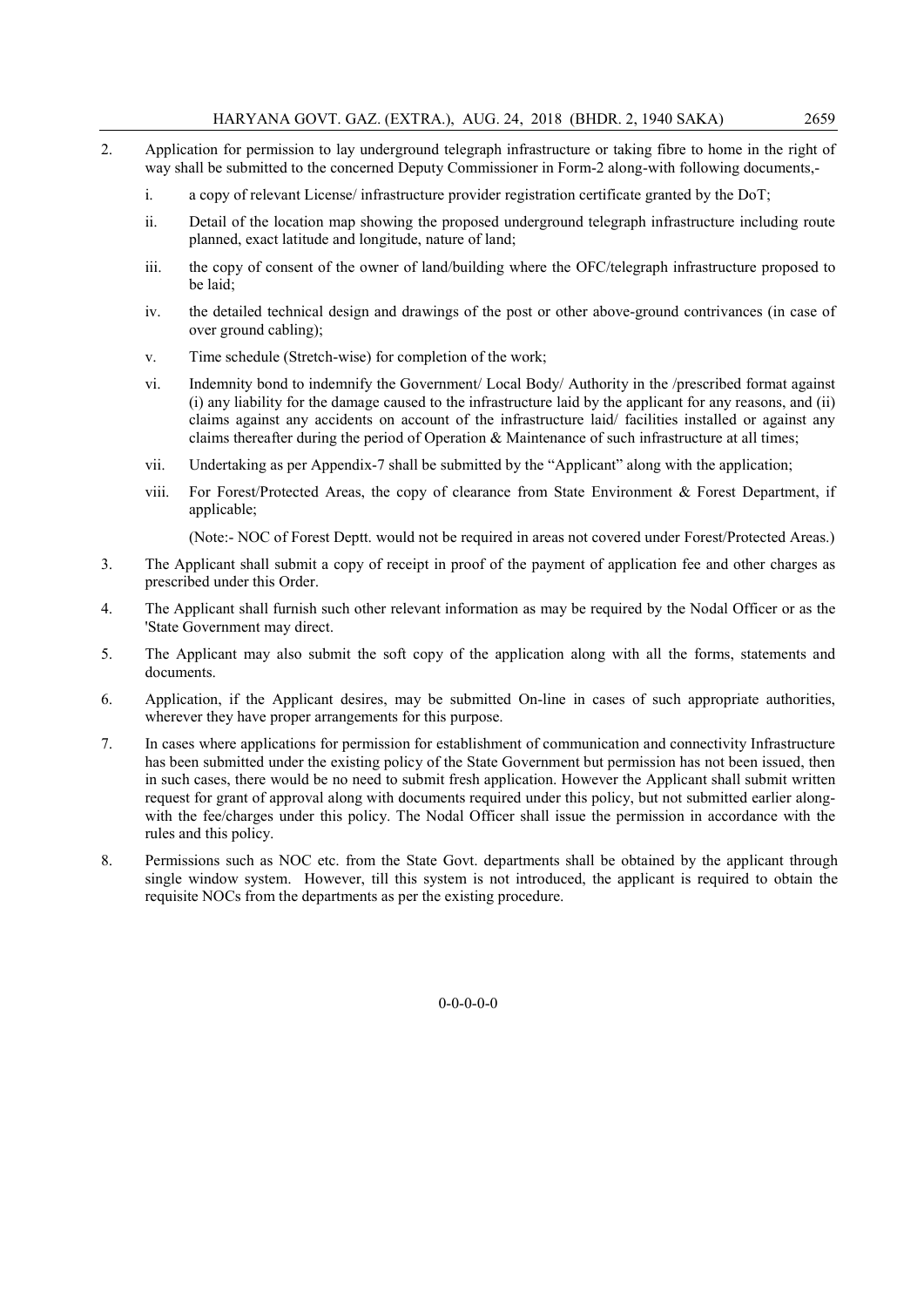2. Application for permission to lay underground telegraph infrastructure or taking fibre to home in the right of way shall be submitted to the concerned Deputy Commissioner in Form-2 along-with following documents,-

   i. a copy of relevant License/ infrastructure provider registration certificate granted by the DoT;

   ii. Detail of the location map showing the proposed underground telegraph infrastructure including route planned, exact latitude and longitude, nature of land;

   iii. the copy of consent of the owner of land/building where the OFC/telegraph infrastructure proposed to be laid;

   iv. the detailed technical design and drawings of the post or other above-ground contrivances (in case of over ground cabling);

   v. Time schedule (Stretch-wise) for completion of the work;

   vi. Indemnity bond to indemnify the Government/ Local Body/ Authority in the /prescribed format against (i) any liability for the damage caused to the infrastructure laid by the applicant for any reasons, and (ii) claims against any accidents on account of the infrastructure laid/ facilities installed or against any claims thereafter during the period of Operation & Maintenance of such infrastructure at all times;

   vii. Undertaking as per Appendix-7 shall be submitted by the "Applicant" along with the application;

   viii. For Forest/Protected Areas, the copy of clearance from State Environment & Forest Department, if applicable;

   (Note:- NOC of Forest Deptt. would not be required in areas not covered under Forest/Protected Areas.)

3. The Applicant shall submit a copy of receipt in proof of the payment of application fee and other charges as prescribed under this Order.

4. The Applicant shall furnish such other relevant information as may be required by the Nodal Officer or as the 'State Government may direct.

5. The Applicant may also submit the soft copy of the application along with all the forms, statements and documents.

6. Application, if the Applicant desires, may be submitted On-line in cases of such appropriate authorities, wherever they have proper arrangements for this purpose.

7. In cases where applications for permission for establishment of communication and connectivity Infrastructure has been submitted under the existing policy of the State Government but permission has not been issued, then in such cases, there would be no need to submit fresh application. However the Applicant shall submit written request for grant of approval along with documents required under this policy, but not submitted earlier along-with the fee/charges under this policy. The Nodal Officer shall issue the permission in accordance with the rules and this policy.

8. Permissions such as NOC etc. from the State Govt. departments shall be obtained by the applicant through single window system. However, till this system is not introduced, the applicant is required to obtain the requisite NOCs from the departments as per the existing procedure.

0-0-0-0-0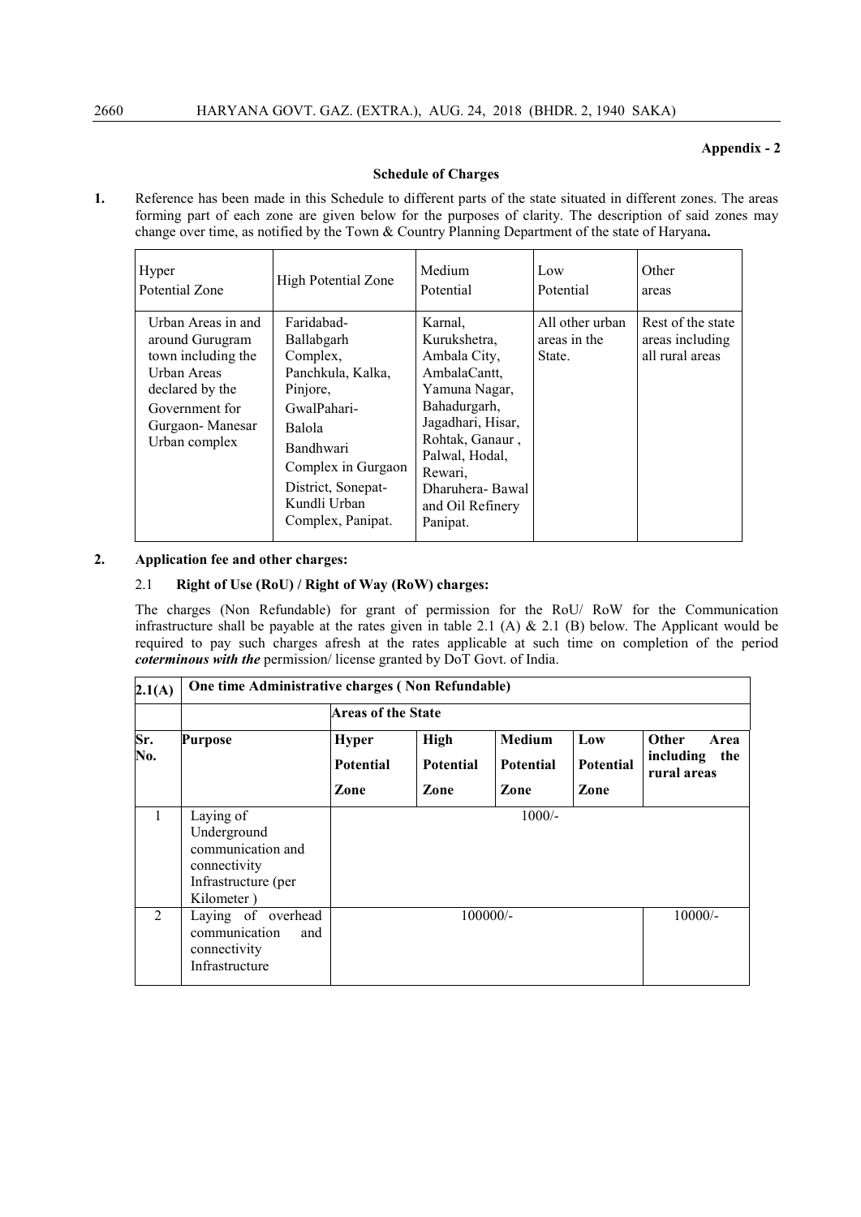**Appendix - 2**

**Schedule of Charges**

**1.** Reference has been made in this Schedule to different parts of the state situated in different zones. The areas forming part of each zone are given below for the purposes of clarity. The description of said zones may change over time, as notified by the Town & Country Planning Department of the state of Haryana**.**

| Hyper Potential Zone | High Potential Zone | Medium Potential | Low Potential | Other areas |
|---|---|---|---|---|
| Urban Areas in and around Gurugram town including the Urban Areas declared by the Government for Gurgaon- Manesar Urban complex | Faridabad-Ballabgarh Complex, Panchkula, Kalka, Pinjore, GwalPahari-Balola Bandhwari Complex in Gurgaon District, Sonepat-Kundli Urban Complex, Panipat. | Karnal, Kurukshetra, Ambala City, AmbalaCantt, Yamuna Nagar, Bahadurgarh, Jagadhari, Hisar, Rohtak, Ganaur , Palwal, Hodal, Rewari, Dharuhera- Bawal and Oil Refinery Panipat. | All other urban areas in the State. | Rest of the state areas including all rural areas |

**2. Application fee and other charges:**

2.1 **Right of Use (RoU) / Right of Way (RoW) charges:**

The charges (Non Refundable) for grant of permission for the RoU/ RoW for the Communication infrastructure shall be payable at the rates given in table 2.1 (A) & 2.1 (B) below. The Applicant would be required to pay such charges afresh at the rates applicable at such time on completion of the period ***coterminous with the*** permission/ license granted by DoT Govt. of India.

| **2.1(A)** | **One time Administrative charges ( Non Refundable)** | | | | | |
|---|---|---|---|---|---|---|
| | | **Areas of the State** | | | | |
| **Sr. No.** | **Purpose** | **Hyper Potential Zone** | **High Potential Zone** | **Medium Potential Zone** | **Low Potential Zone** | **Other Area including the rural areas** |
| 1 | Laying of Underground communication and connectivity Infrastructure (per Kilometer ) | 1000/- | | | | |
| 2 | Laying of overhead communication and connectivity Infrastructure | 100000/- | | | | 10000/- |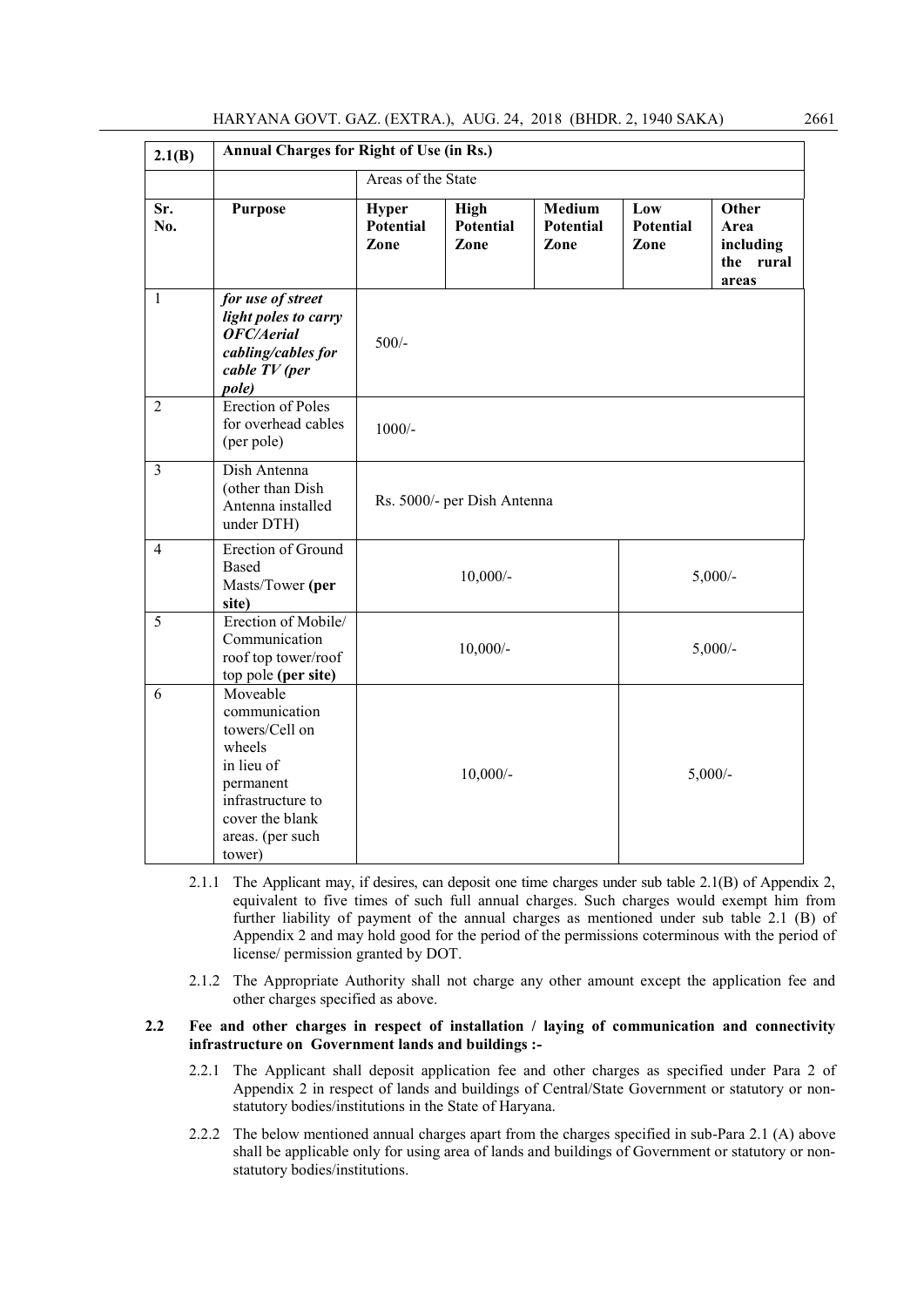| 2.1(B) | Annual Charges for Right of Use (in Rs.) | | | | | |
|---|---|---|---|---|---|---|
| | | Areas of the State | | | | |
| **Sr. No.** | **Purpose** | **Hyper Potential Zone** | **High Potential Zone** | **Medium Potential Zone** | **Low Potential Zone** | **Other Area including the rural areas** |
| 1 | ***for use of street light poles to carry OFC/Aerial cabling/cables for cable TV (per pole)*** | 500/- | | | | |
| 2 | Erection of Poles for overhead cables (per pole) | 1000/- | | | | |
| 3 | Dish Antenna (other than Dish Antenna installed under DTH) | Rs. 5000/- per Dish Antenna | | | | |
| 4 | Erection of Ground Based Masts/Tower **(per site)** | 10,000/- | | | 5,000/- | |
| 5 | Erection of Mobile/ Communication roof top tower/roof top pole **(per site)** | 10,000/- | | | 5,000/- | |
| 6 | Moveable communication towers/Cell on wheels in lieu of permanent infrastructure to cover the blank areas. (per such tower) | 10,000/- | | | 5,000/- | |

2.1.1 The Applicant may, if desires, can deposit one time charges under sub table 2.1(B) of Appendix 2, equivalent to five times of such full annual charges. Such charges would exempt him from further liability of payment of the annual charges as mentioned under sub table 2.1 (B) of Appendix 2 and may hold good for the period of the permissions coterminous with the period of license/ permission granted by DOT.

2.1.2 The Appropriate Authority shall not charge any other amount except the application fee and other charges specified as above.

**2.2 Fee and other charges in respect of installation / laying of communication and connectivity infrastructure on Government lands and buildings :-**

2.2.1 The Applicant shall deposit application fee and other charges as specified under Para 2 of Appendix 2 in respect of lands and buildings of Central/State Government or statutory or non-statutory bodies/institutions in the State of Haryana.

2.2.2 The below mentioned annual charges apart from the charges specified in sub-Para 2.1 (A) above shall be applicable only for using area of lands and buildings of Government or statutory or non-statutory bodies/institutions.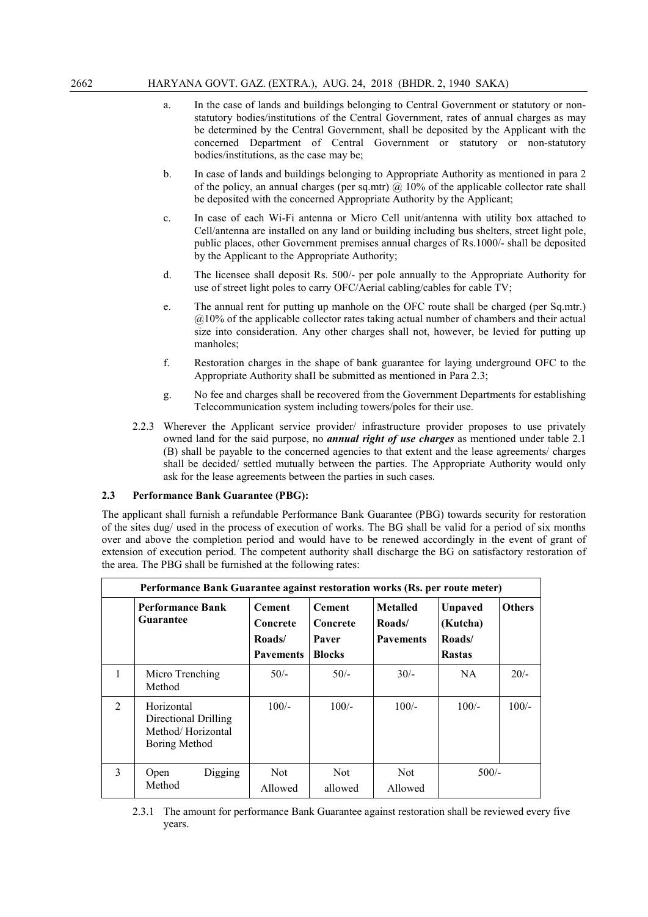a. In the case of lands and buildings belonging to Central Government or statutory or non-statutory bodies/institutions of the Central Government, rates of annual charges as may be determined by the Central Government, shall be deposited by the Applicant with the concerned Department of Central Government or statutory or non-statutory bodies/institutions, as the case may be;

b. In case of lands and buildings belonging to Appropriate Authority as mentioned in para 2 of the policy, an annual charges (per sq.mtr) @ 10% of the applicable collector rate shall be deposited with the concerned Appropriate Authority by the Applicant;

c. In case of each Wi-Fi antenna or Micro Cell unit/antenna with utility box attached to Cell/antenna are installed on any land or building including bus shelters, street light pole, public places, other Government premises annual charges of Rs.1000/- shall be deposited by the Applicant to the Appropriate Authority;

d. The licensee shall deposit Rs. 500/- per pole annually to the Appropriate Authority for use of street light poles to carry OFC/Aerial cabling/cables for cable TV;

e. The annual rent for putting up manhole on the OFC route shall be charged (per Sq.mtr.) @10% of the applicable collector rates taking actual number of chambers and their actual size into consideration. Any other charges shall not, however, be levied for putting up manholes;

f. Restoration charges in the shape of bank guarantee for laying underground OFC to the Appropriate Authority shaII be submitted as mentioned in Para 2.3;

g. No fee and charges shall be recovered from the Government Departments for establishing Telecommunication system including towers/poles for their use.

2.2.3 Wherever the Applicant service provider/ infrastructure provider proposes to use privately owned land for the said purpose, no ***annual right of use charges*** as mentioned under table 2.1 (B) shall be payable to the concerned agencies to that extent and the lease agreements/ charges shall be decided/ settled mutually between the parties. The Appropriate Authority would only ask for the lease agreements between the parties in such cases.

**2.3 Performance Bank Guarantee (PBG):**

The applicant shall furnish a refundable Performance Bank Guarantee (PBG) towards security for restoration of the sites dug/ used in the process of execution of works. The BG shall be valid for a period of six months over and above the completion period and would have to be renewed accordingly in the event of grant of extension of execution period. The competent authority shall discharge the BG on satisfactory restoration of the area. The PBG shall be furnished at the following rates:

| **Performance Bank Guarantee against restoration works (Rs. per route meter)** | | | | | | |
|---|---|---|---|---|---|---|
| | **Performance Bank Guarantee** | **Cement Concrete Roads/ Pavements** | **Cement Concrete Paver Blocks** | **Metalled Roads/ Pavements** | **Unpaved (Kutcha) Roads/ Rastas** | **Others** |
| 1 | Micro Trenching Method | 50/- | 50/- | 30/- | NA | 20/- |
| 2 | Horizontal Directional Drilling Method/ Horizontal Boring Method | 100/- | 100/- | 100/- | 100/- | 100/- |
| 3 | Open Digging Method | Not Allowed | Not allowed | Not Allowed | 500/- | |

2.3.1 The amount for performance Bank Guarantee against restoration shall be reviewed every five years.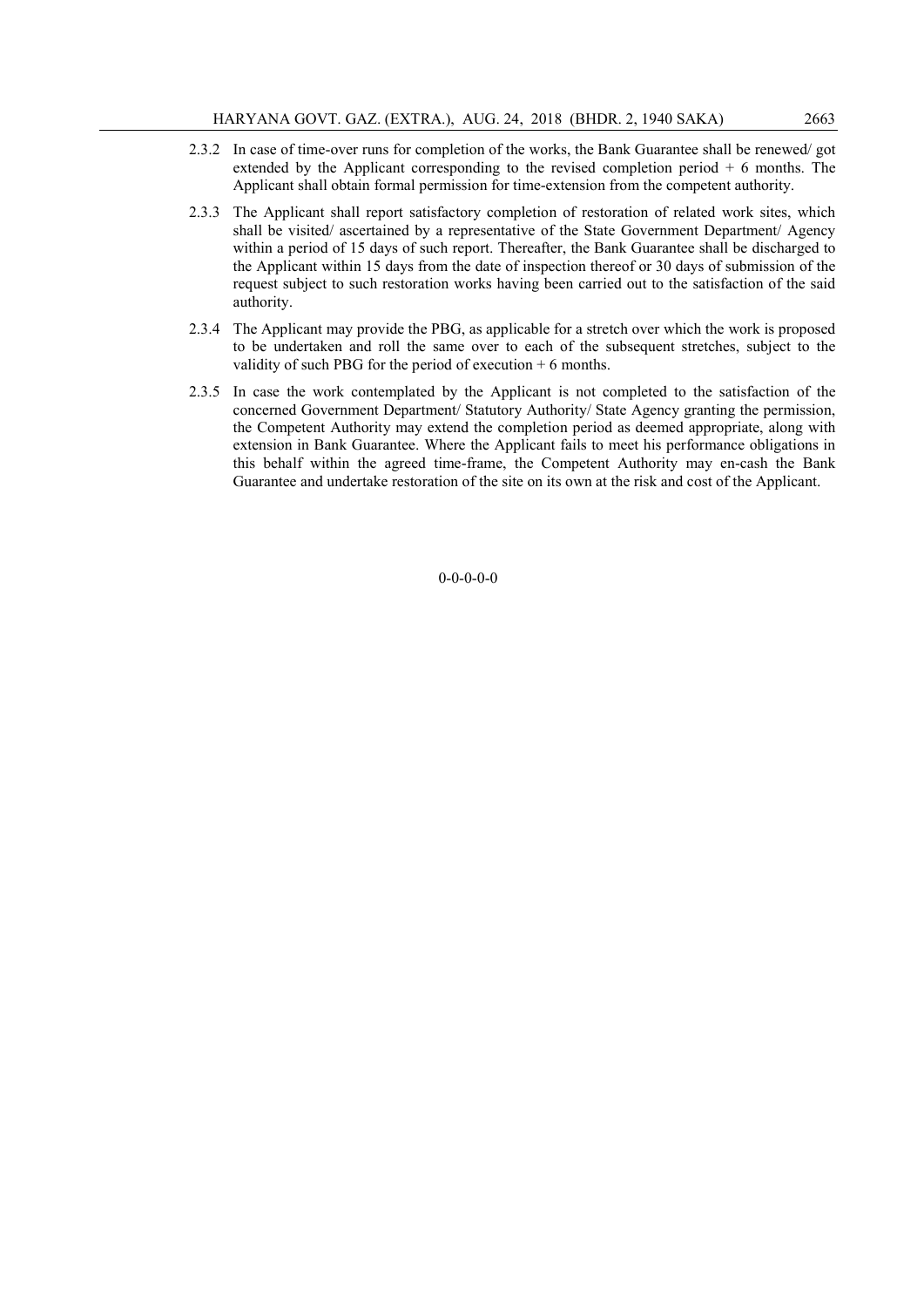2.3.2 In case of time-over runs for completion of the works, the Bank Guarantee shall be renewed/ got extended by the Applicant corresponding to the revised completion period + 6 months. The Applicant shall obtain formal permission for time-extension from the competent authority.

2.3.3 The Applicant shall report satisfactory completion of restoration of related work sites, which shall be visited/ ascertained by a representative of the State Government Department/ Agency within a period of 15 days of such report. Thereafter, the Bank Guarantee shall be discharged to the Applicant within 15 days from the date of inspection thereof or 30 days of submission of the request subject to such restoration works having been carried out to the satisfaction of the said authority.

2.3.4 The Applicant may provide the PBG, as applicable for a stretch over which the work is proposed to be undertaken and roll the same over to each of the subsequent stretches, subject to the validity of such PBG for the period of execution + 6 months.

2.3.5 In case the work contemplated by the Applicant is not completed to the satisfaction of the concerned Government Department/ Statutory Authority/ State Agency granting the permission, the Competent Authority may extend the completion period as deemed appropriate, along with extension in Bank Guarantee. Where the Applicant fails to meet his performance obligations in this behalf within the agreed time-frame, the Competent Authority may en-cash the Bank Guarantee and undertake restoration of the site on its own at the risk and cost of the Applicant.

0-0-0-0-0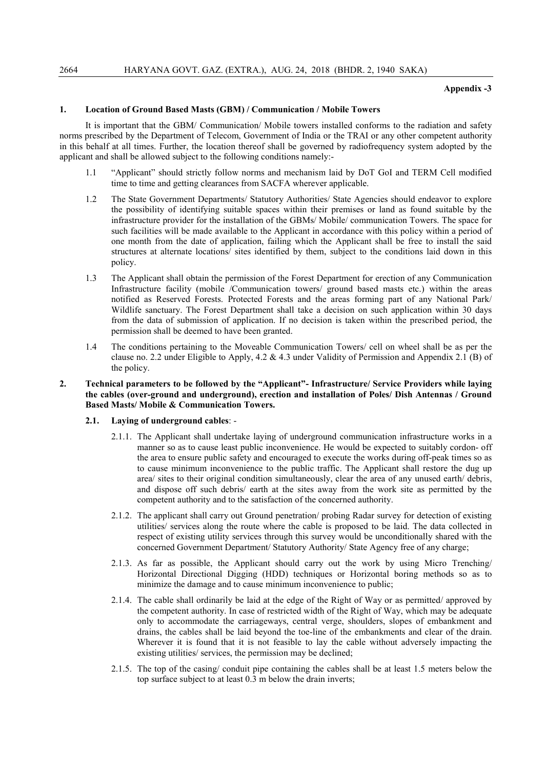**Appendix -3**

## 1. Location of Ground Based Masts (GBM) / Communication / Mobile Towers

It is important that the GBM/ Communication/ Mobile towers installed conforms to the radiation and safety norms prescribed by the Department of Telecom, Government of India or the TRAI or any other competent authority in this behalf at all times. Further, the location thereof shall be governed by radiofrequency system adopted by the applicant and shall be allowed subject to the following conditions namely:-

1.1 "Applicant" should strictly follow norms and mechanism laid by DoT GoI and TERM Cell modified time to time and getting clearances from SACFA wherever applicable.

1.2 The State Government Departments/ Statutory Authorities/ State Agencies should endeavor to explore the possibility of identifying suitable spaces within their premises or land as found suitable by the infrastructure provider for the installation of the GBMs/ Mobile/ communication Towers. The space for such facilities will be made available to the Applicant in accordance with this policy within a period of one month from the date of application, failing which the Applicant shall be free to install the said structures at alternate locations/ sites identified by them, subject to the conditions laid down in this policy.

1.3 The Applicant shall obtain the permission of the Forest Department for erection of any Communication Infrastructure facility (mobile /Communication towers/ ground based masts etc.) within the areas notified as Reserved Forests. Protected Forests and the areas forming part of any National Park/ Wildlife sanctuary. The Forest Department shall take a decision on such application within 30 days from the data of submission of application. If no decision is taken within the prescribed period, the permission shall be deemed to have been granted.

1.4 The conditions pertaining to the Moveable Communication Towers/ cell on wheel shall be as per the clause no. 2.2 under Eligible to Apply, 4.2 & 4.3 under Validity of Permission and Appendix 2.1 (B) of the policy.

## 2. Technical parameters to be followed by the "Applicant"- Infrastructure/ Service Providers while laying the cables (over-ground and underground), erection and installation of Poles/ Dish Antennas / Ground Based Masts/ Mobile & Communication Towers.

### 2.1. Laying of underground cables: -

2.1.1. The Applicant shall undertake laying of underground communication infrastructure works in a manner so as to cause least public inconvenience. He would be expected to suitably cordon- off the area to ensure public safety and encouraged to execute the works during off-peak times so as to cause minimum inconvenience to the public traffic. The Applicant shall restore the dug up area/ sites to their original condition simultaneously, clear the area of any unused earth/ debris, and dispose off such debris/ earth at the sites away from the work site as permitted by the competent authority and to the satisfaction of the concerned authority.

2.1.2. The applicant shall carry out Ground penetration/ probing Radar survey for detection of existing utilities/ services along the route where the cable is proposed to be laid. The data collected in respect of existing utility services through this survey would be unconditionally shared with the concerned Government Department/ Statutory Authority/ State Agency free of any charge;

2.1.3. As far as possible, the Applicant should carry out the work by using Micro Trenching/ Horizontal Directional Digging (HDD) techniques or Horizontal boring methods so as to minimize the damage and to cause minimum inconvenience to public;

2.1.4. The cable shall ordinarily be laid at the edge of the Right of Way or as permitted/ approved by the competent authority. In case of restricted width of the Right of Way, which may be adequate only to accommodate the carriageways, central verge, shoulders, slopes of embankment and drains, the cables shall be laid beyond the toe-line of the embankments and clear of the drain. Wherever it is found that it is not feasible to lay the cable without adversely impacting the existing utilities/ services, the permission may be declined;

2.1.5. The top of the casing/ conduit pipe containing the cables shall be at least 1.5 meters below the top surface subject to at least 0.3 m below the drain inverts;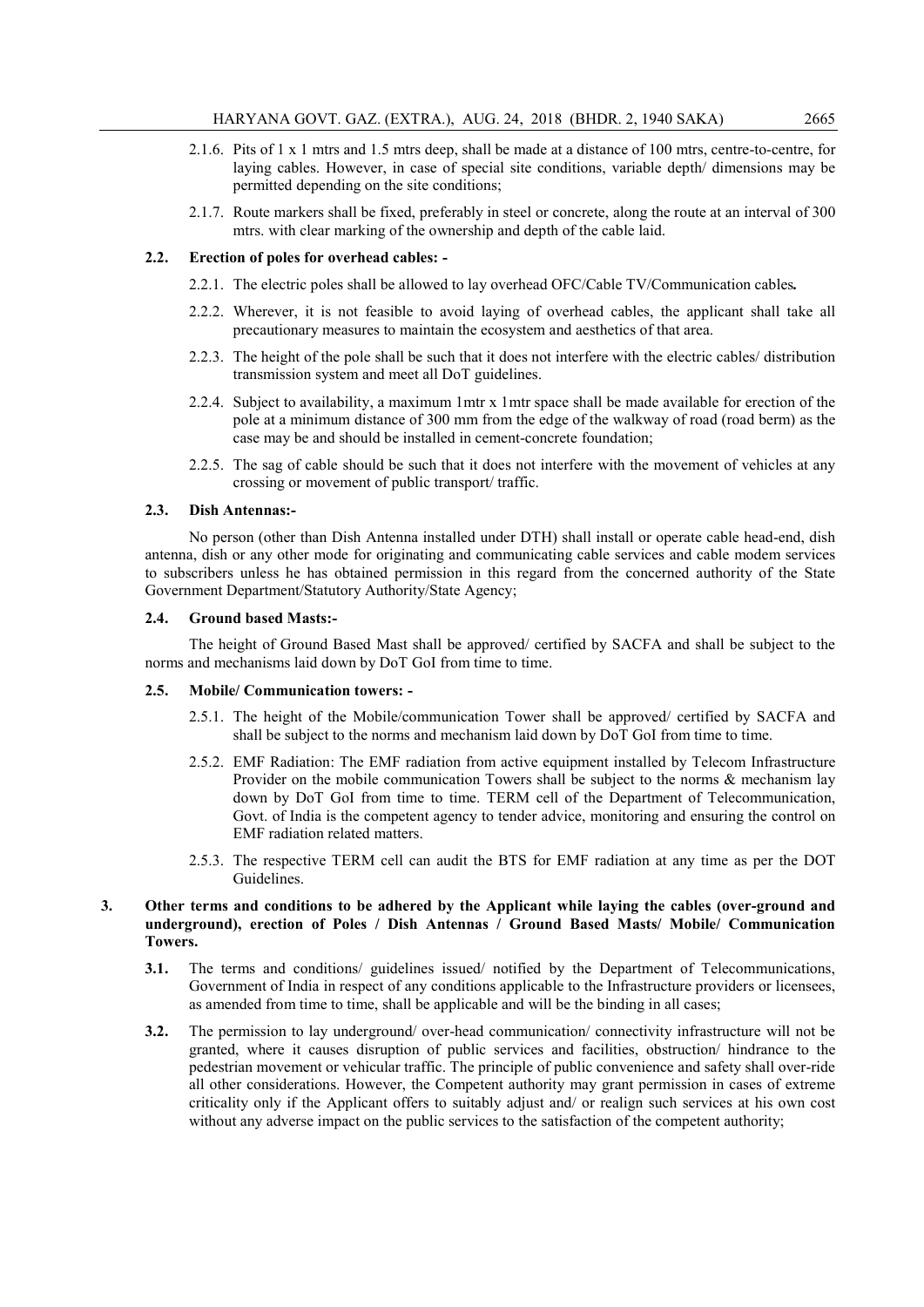2.1.6. Pits of 1 x 1 mtrs and 1.5 mtrs deep, shall be made at a distance of 100 mtrs, centre-to-centre, for laying cables. However, in case of special site conditions, variable depth/ dimensions may be permitted depending on the site conditions;

2.1.7. Route markers shall be fixed, preferably in steel or concrete, along the route at an interval of 300 mtrs. with clear marking of the ownership and depth of the cable laid.

**2.2. Erection of poles for overhead cables: -**

2.2.1. The electric poles shall be allowed to lay overhead OFC/Cable TV/Communication cables**.**

2.2.2. Wherever, it is not feasible to avoid laying of overhead cables, the applicant shall take all precautionary measures to maintain the ecosystem and aesthetics of that area.

2.2.3. The height of the pole shall be such that it does not interfere with the electric cables/ distribution transmission system and meet all DoT guidelines.

2.2.4. Subject to availability, a maximum 1mtr x 1mtr space shall be made available for erection of the pole at a minimum distance of 300 mm from the edge of the walkway of road (road berm) as the case may be and should be installed in cement-concrete foundation;

2.2.5. The sag of cable should be such that it does not interfere with the movement of vehicles at any crossing or movement of public transport/ traffic.

**2.3. Dish Antennas:-**

No person (other than Dish Antenna installed under DTH) shall install or operate cable head-end, dish antenna, dish or any other mode for originating and communicating cable services and cable modem services to subscribers unless he has obtained permission in this regard from the concerned authority of the State Government Department/Statutory Authority/State Agency;

**2.4. Ground based Masts:-**

The height of Ground Based Mast shall be approved/ certified by SACFA and shall be subject to the norms and mechanisms laid down by DoT GoI from time to time.

**2.5. Mobile/ Communication towers: -**

2.5.1. The height of the Mobile/communication Tower shall be approved/ certified by SACFA and shall be subject to the norms and mechanism laid down by DoT GoI from time to time.

2.5.2. EMF Radiation: The EMF radiation from active equipment installed by Telecom Infrastructure Provider on the mobile communication Towers shall be subject to the norms & mechanism lay down by DoT GoI from time to time. TERM cell of the Department of Telecommunication, Govt. of India is the competent agency to tender advice, monitoring and ensuring the control on EMF radiation related matters.

2.5.3. The respective TERM cell can audit the BTS for EMF radiation at any time as per the DOT Guidelines.

**3. Other terms and conditions to be adhered by the Applicant while laying the cables (over-ground and underground), erection of Poles / Dish Antennas / Ground Based Masts/ Mobile/ Communication Towers.**

**3.1.** The terms and conditions/ guidelines issued/ notified by the Department of Telecommunications, Government of India in respect of any conditions applicable to the Infrastructure providers or licensees, as amended from time to time, shall be applicable and will be the binding in all cases;

**3.2.** The permission to lay underground/ over-head communication/ connectivity infrastructure will not be granted, where it causes disruption of public services and facilities, obstruction/ hindrance to the pedestrian movement or vehicular traffic. The principle of public convenience and safety shall over-ride all other considerations. However, the Competent authority may grant permission in cases of extreme criticality only if the Applicant offers to suitably adjust and/ or realign such services at his own cost without any adverse impact on the public services to the satisfaction of the competent authority;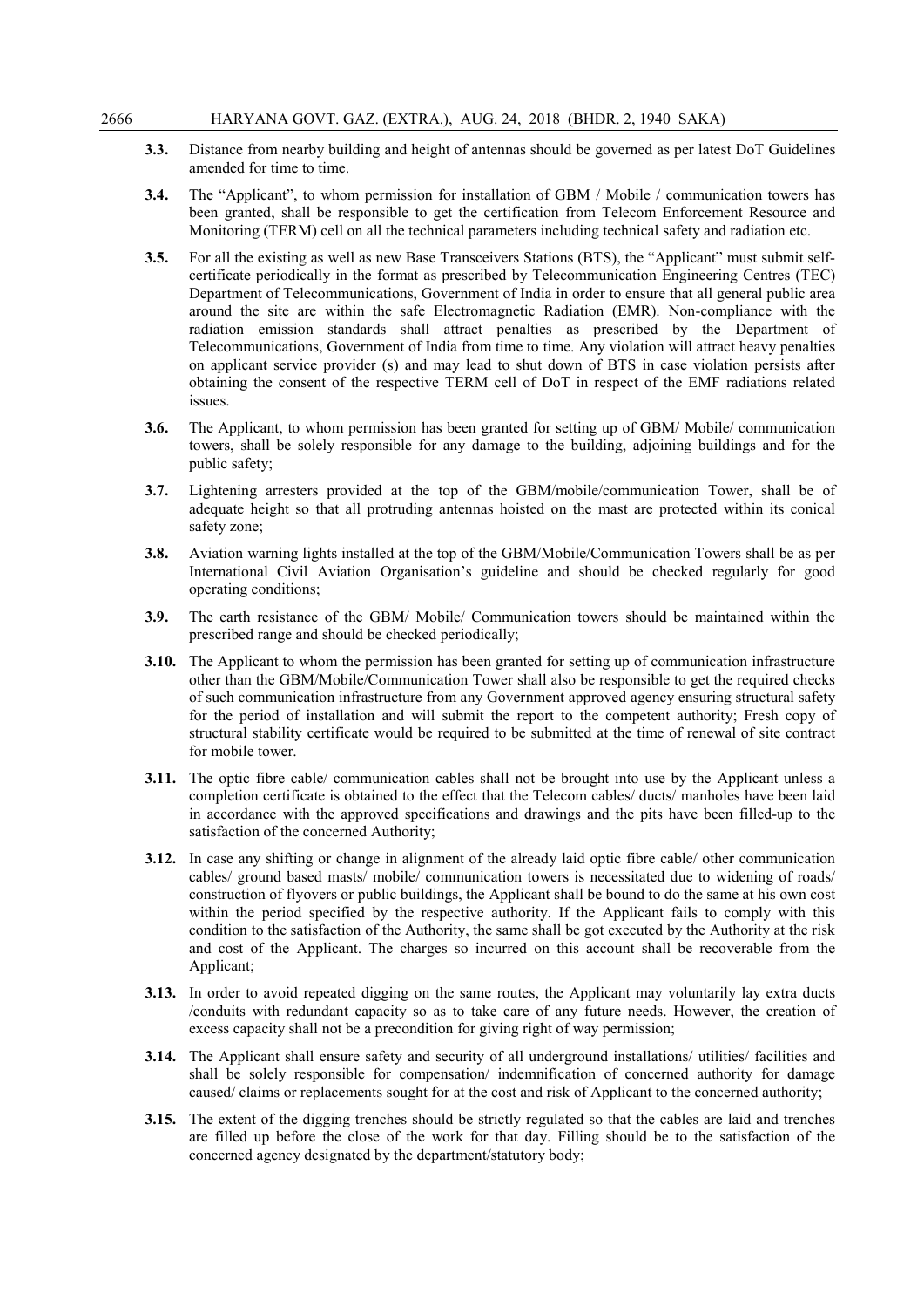**3.3.** Distance from nearby building and height of antennas should be governed as per latest DoT Guidelines amended for time to time.

**3.4.** The "Applicant", to whom permission for installation of GBM / Mobile / communication towers has been granted, shall be responsible to get the certification from Telecom Enforcement Resource and Monitoring (TERM) cell on all the technical parameters including technical safety and radiation etc.

**3.5.** For all the existing as well as new Base Transceivers Stations (BTS), the "Applicant" must submit self-certificate periodically in the format as prescribed by Telecommunication Engineering Centres (TEC) Department of Telecommunications, Government of India in order to ensure that all general public area around the site are within the safe Electromagnetic Radiation (EMR). Non-compliance with the radiation emission standards shall attract penalties as prescribed by the Department of Telecommunications, Government of India from time to time. Any violation will attract heavy penalties on applicant service provider (s) and may lead to shut down of BTS in case violation persists after obtaining the consent of the respective TERM cell of DoT in respect of the EMF radiations related issues.

**3.6.** The Applicant, to whom permission has been granted for setting up of GBM/ Mobile/ communication towers, shall be solely responsible for any damage to the building, adjoining buildings and for the public safety;

**3.7.** Lightening arresters provided at the top of the GBM/mobile/communication Tower, shall be of adequate height so that all protruding antennas hoisted on the mast are protected within its conical safety zone;

**3.8.** Aviation warning lights installed at the top of the GBM/Mobile/Communication Towers shall be as per International Civil Aviation Organisation's guideline and should be checked regularly for good operating conditions;

**3.9.** The earth resistance of the GBM/ Mobile/ Communication towers should be maintained within the prescribed range and should be checked periodically;

**3.10.** The Applicant to whom the permission has been granted for setting up of communication infrastructure other than the GBM/Mobile/Communication Tower shall also be responsible to get the required checks of such communication infrastructure from any Government approved agency ensuring structural safety for the period of installation and will submit the report to the competent authority; Fresh copy of structural stability certificate would be required to be submitted at the time of renewal of site contract for mobile tower.

**3.11.** The optic fibre cable/ communication cables shall not be brought into use by the Applicant unless a completion certificate is obtained to the effect that the Telecom cables/ ducts/ manholes have been laid in accordance with the approved specifications and drawings and the pits have been filled-up to the satisfaction of the concerned Authority;

**3.12.** In case any shifting or change in alignment of the already laid optic fibre cable/ other communication cables/ ground based masts/ mobile/ communication towers is necessitated due to widening of roads/ construction of flyovers or public buildings, the Applicant shall be bound to do the same at his own cost within the period specified by the respective authority. If the Applicant fails to comply with this condition to the satisfaction of the Authority, the same shall be got executed by the Authority at the risk and cost of the Applicant. The charges so incurred on this account shall be recoverable from the Applicant;

**3.13.** In order to avoid repeated digging on the same routes, the Applicant may voluntarily lay extra ducts /conduits with redundant capacity so as to take care of any future needs. However, the creation of excess capacity shall not be a precondition for giving right of way permission;

**3.14.** The Applicant shall ensure safety and security of all underground installations/ utilities/ facilities and shall be solely responsible for compensation/ indemnification of concerned authority for damage caused/ claims or replacements sought for at the cost and risk of Applicant to the concerned authority;

**3.15.** The extent of the digging trenches should be strictly regulated so that the cables are laid and trenches are filled up before the close of the work for that day. Filling should be to the satisfaction of the concerned agency designated by the department/statutory body;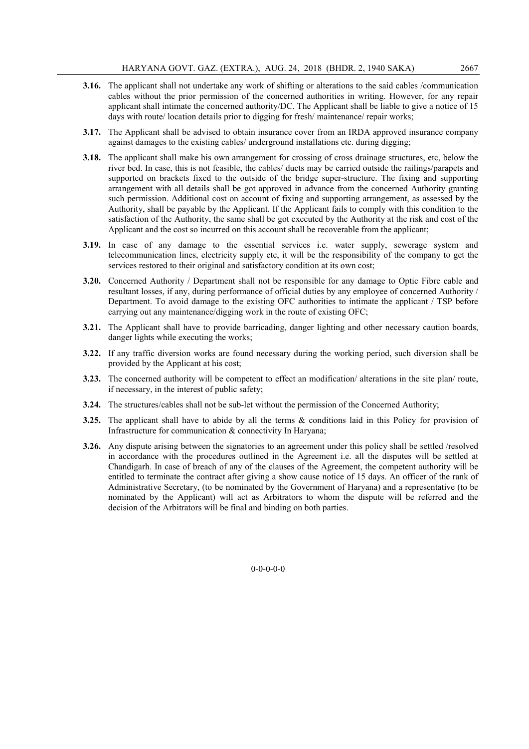**3.16.** The applicant shall not undertake any work of shifting or alterations to the said cables /communication cables without the prior permission of the concerned authorities in writing. However, for any repair applicant shall intimate the concerned authority/DC. The Applicant shall be liable to give a notice of 15 days with route/ location details prior to digging for fresh/ maintenance/ repair works;

**3.17.** The Applicant shall be advised to obtain insurance cover from an IRDA approved insurance company against damages to the existing cables/ underground installations etc. during digging;

**3.18.** The applicant shall make his own arrangement for crossing of cross drainage structures, etc, below the river bed. In case, this is not feasible, the cables/ ducts may be carried outside the railings/parapets and supported on brackets fixed to the outside of the bridge super-structure. The fixing and supporting arrangement with all details shall be got approved in advance from the concerned Authority granting such permission. Additional cost on account of fixing and supporting arrangement, as assessed by the Authority, shall be payable by the Applicant. If the Applicant fails to comply with this condition to the satisfaction of the Authority, the same shall be got executed by the Authority at the risk and cost of the Applicant and the cost so incurred on this account shall be recoverable from the applicant;

**3.19.** In case of any damage to the essential services i.e. water supply, sewerage system and telecommunication lines, electricity supply etc, it will be the responsibility of the company to get the services restored to their original and satisfactory condition at its own cost;

**3.20.** Concerned Authority / Department shall not be responsible for any damage to Optic Fibre cable and resultant losses, if any, during performance of official duties by any employee of concerned Authority / Department. To avoid damage to the existing OFC authorities to intimate the applicant / TSP before carrying out any maintenance/digging work in the route of existing OFC;

**3.21.** The Applicant shall have to provide barricading, danger lighting and other necessary caution boards, danger lights while executing the works;

**3.22.** If any traffic diversion works are found necessary during the working period, such diversion shall be provided by the Applicant at his cost;

**3.23.** The concerned authority will be competent to effect an modification/ alterations in the site plan/ route, if necessary, in the interest of public safety;

**3.24.** The structures/cables shall not be sub-let without the permission of the Concerned Authority;

**3.25.** The applicant shall have to abide by all the terms & conditions laid in this Policy for provision of Infrastructure for communication & connectivity In Haryana;

**3.26.** Any dispute arising between the signatories to an agreement under this policy shall be settled /resolved in accordance with the procedures outlined in the Agreement i.e. all the disputes will be settled at Chandigarh. In case of breach of any of the clauses of the Agreement, the competent authority will be entitled to terminate the contract after giving a show cause notice of 15 days. An officer of the rank of Administrative Secretary, (to be nominated by the Government of Haryana) and a representative (to be nominated by the Applicant) will act as Arbitrators to whom the dispute will be referred and the decision of the Arbitrators will be final and binding on both parties.

0-0-0-0-0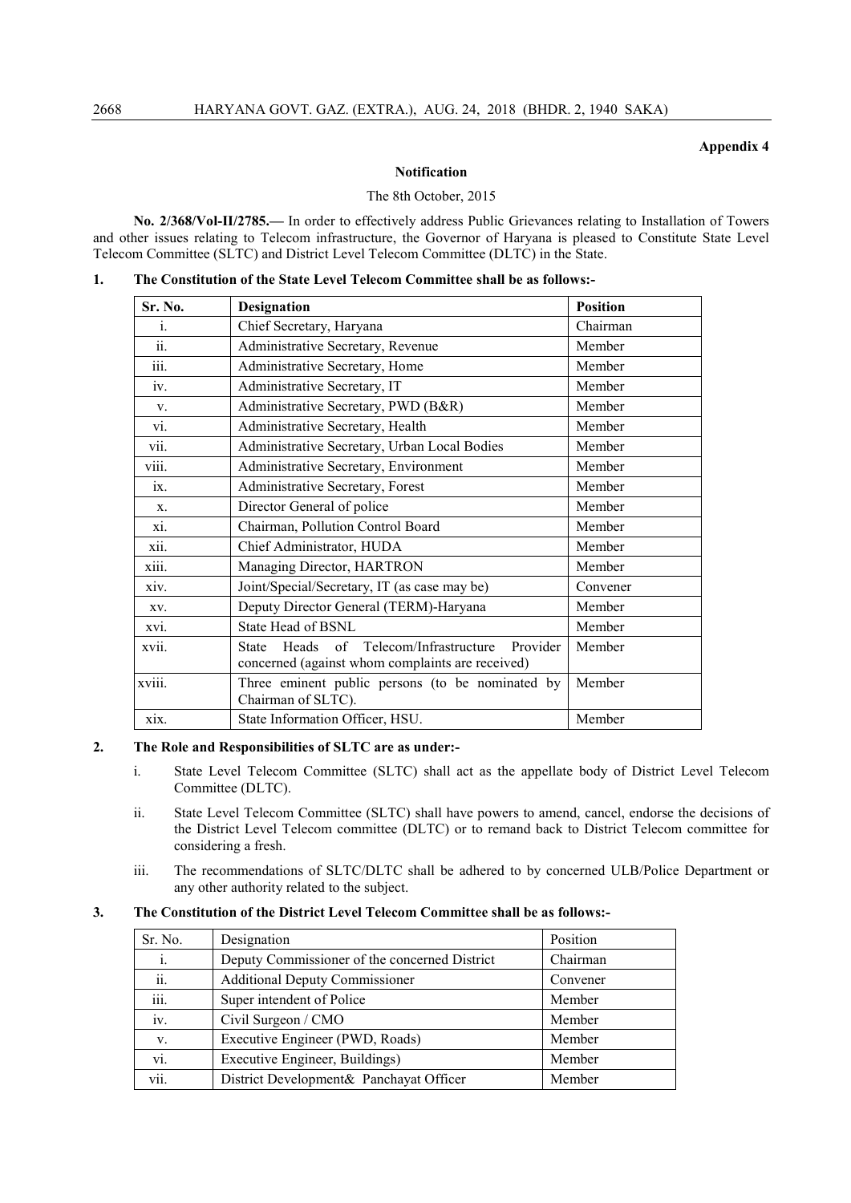**Appendix 4**

**Notification**

The 8th October, 2015

**No. 2/368/Vol-II/2785.—** In order to effectively address Public Grievances relating to Installation of Towers and other issues relating to Telecom infrastructure, the Governor of Haryana is pleased to Constitute State Level Telecom Committee (SLTC) and District Level Telecom Committee (DLTC) in the State.

**1. The Constitution of the State Level Telecom Committee shall be as follows:-**

| Sr. No. | Designation | Position |
|---|---|---|
| i. | Chief Secretary, Haryana | Chairman |
| ii. | Administrative Secretary, Revenue | Member |
| iii. | Administrative Secretary, Home | Member |
| iv. | Administrative Secretary, IT | Member |
| v. | Administrative Secretary, PWD (B&R) | Member |
| vi. | Administrative Secretary, Health | Member |
| vii. | Administrative Secretary, Urban Local Bodies | Member |
| viii. | Administrative Secretary, Environment | Member |
| ix. | Administrative Secretary, Forest | Member |
| x. | Director General of police | Member |
| xi. | Chairman, Pollution Control Board | Member |
| xii. | Chief Administrator, HUDA | Member |
| xiii. | Managing Director, HARTRON | Member |
| xiv. | Joint/Special/Secretary, IT (as case may be) | Convener |
| xv. | Deputy Director General (TERM)-Haryana | Member |
| xvi. | State Head of BSNL | Member |
| xvii. | State Heads of Telecom/Infrastructure Provider concerned (against whom complaints are received) | Member |
| xviii. | Three eminent public persons (to be nominated by Chairman of SLTC). | Member |
| xix. | State Information Officer, HSU. | Member |

**2. The Role and Responsibilities of SLTC are as under:-**

i. State Level Telecom Committee (SLTC) shall act as the appellate body of District Level Telecom Committee (DLTC).

ii. State Level Telecom Committee (SLTC) shall have powers to amend, cancel, endorse the decisions of the District Level Telecom committee (DLTC) or to remand back to District Telecom committee for considering a fresh.

iii. The recommendations of SLTC/DLTC shall be adhered to by concerned ULB/Police Department or any other authority related to the subject.

**3. The Constitution of the District Level Telecom Committee shall be as follows:-**

| Sr. No. | Designation | Position |
|---|---|---|
| i. | Deputy Commissioner of the concerned District | Chairman |
| ii. | Additional Deputy Commissioner | Convener |
| iii. | Super intendent of Police | Member |
| iv. | Civil Surgeon / CMO | Member |
| v. | Executive Engineer (PWD, Roads) | Member |
| vi. | Executive Engineer, Buildings) | Member |
| vii. | District Development& Panchayat Officer | Member |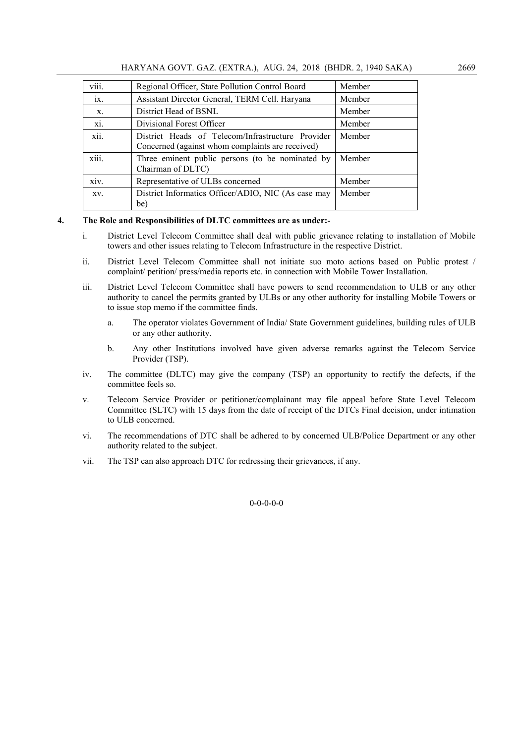| viii. | Regional Officer, State Pollution Control Board | Member |
|---|---|---|
| ix. | Assistant Director General, TERM Cell. Haryana | Member |
| x. | District Head of BSNL | Member |
| xi. | Divisional Forest Officer | Member |
| xii. | District Heads of Telecom/Infrastructure Provider Concerned (against whom complaints are received) | Member |
| xiii. | Three eminent public persons (to be nominated by Chairman of DLTC) | Member |
| xiv. | Representative of ULBs concerned | Member |
| xv. | District Informatics Officer/ADIO, NIC (As case may be) | Member |

**4. The Role and Responsibilities of DLTC committees are as under:-**

i. District Level Telecom Committee shall deal with public grievance relating to installation of Mobile towers and other issues relating to Telecom Infrastructure in the respective District.

ii. District Level Telecom Committee shall not initiate suo moto actions based on Public protest / complaint/ petition/ press/media reports etc. in connection with Mobile Tower Installation.

iii. District Level Telecom Committee shall have powers to send recommendation to ULB or any other authority to cancel the permits granted by ULBs or any other authority for installing Mobile Towers or to issue stop memo if the committee finds.

   a. The operator violates Government of India/ State Government guidelines, building rules of ULB or any other authority.

   b. Any other Institutions involved have given adverse remarks against the Telecom Service Provider (TSP).

iv. The committee (DLTC) may give the company (TSP) an opportunity to rectify the defects, if the committee feels so.

v. Telecom Service Provider or petitioner/complainant may file appeal before State Level Telecom Committee (SLTC) with 15 days from the date of receipt of the DTCs Final decision, under intimation to ULB concerned.

vi. The recommendations of DTC shall be adhered to by concerned ULB/Police Department or any other authority related to the subject.

vii. The TSP can also approach DTC for redressing their grievances, if any.

0-0-0-0-0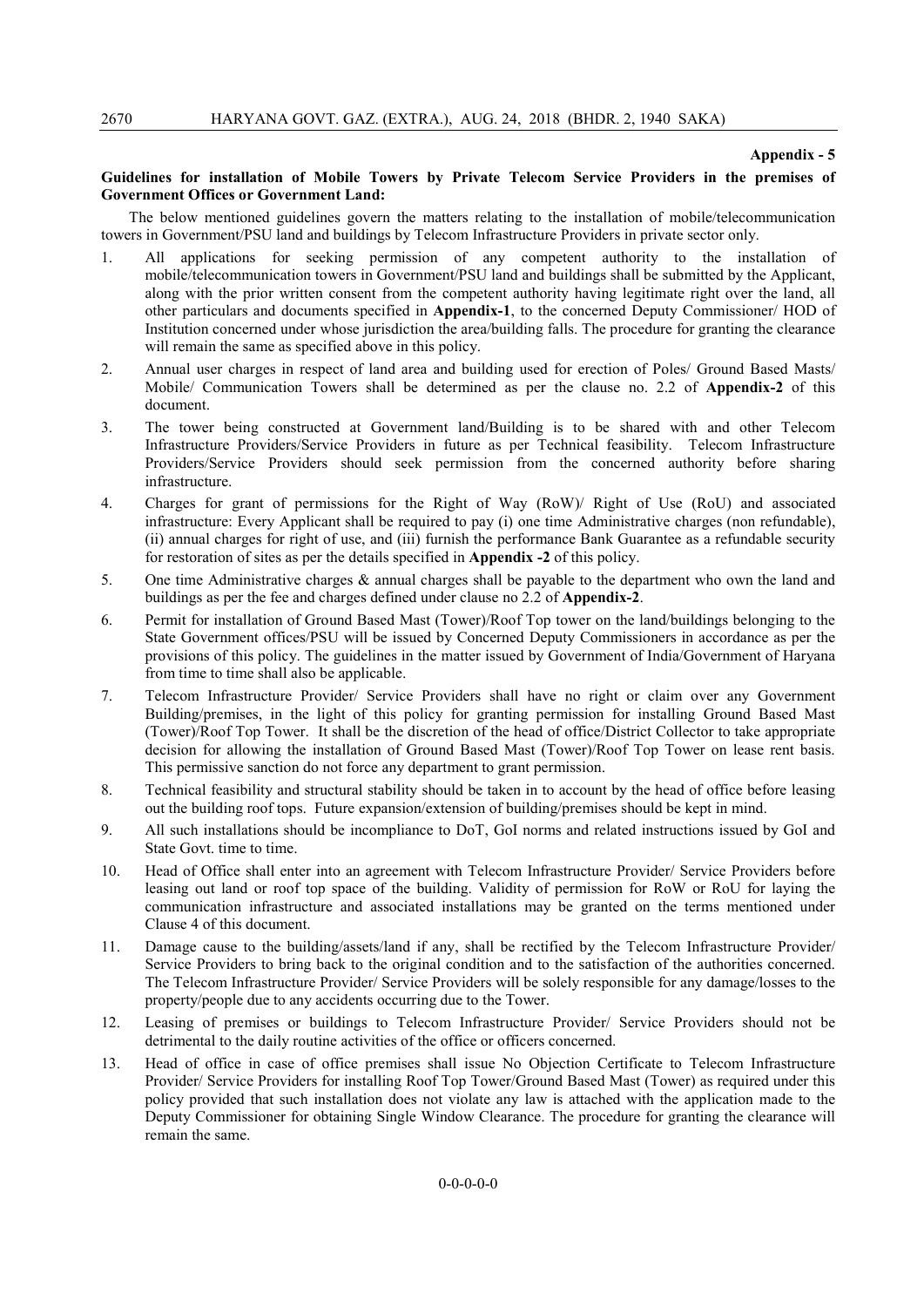**Appendix - 5**

**Guidelines for installation of Mobile Towers by Private Telecom Service Providers in the premises of Government Offices or Government Land:**

The below mentioned guidelines govern the matters relating to the installation of mobile/telecommunication towers in Government/PSU land and buildings by Telecom Infrastructure Providers in private sector only.

1. All applications for seeking permission of any competent authority to the installation of mobile/telecommunication towers in Government/PSU land and buildings shall be submitted by the Applicant, along with the prior written consent from the competent authority having legitimate right over the land, all other particulars and documents specified in **Appendix-1**, to the concerned Deputy Commissioner/ HOD of Institution concerned under whose jurisdiction the area/building falls. The procedure for granting the clearance will remain the same as specified above in this policy.
2. Annual user charges in respect of land area and building used for erection of Poles/ Ground Based Masts/ Mobile/ Communication Towers shall be determined as per the clause no. 2.2 of **Appendix-2** of this document.
3. The tower being constructed at Government land/Building is to be shared with and other Telecom Infrastructure Providers/Service Providers in future as per Technical feasibility. Telecom Infrastructure Providers/Service Providers should seek permission from the concerned authority before sharing infrastructure.
4. Charges for grant of permissions for the Right of Way (RoW)/ Right of Use (RoU) and associated infrastructure: Every Applicant shall be required to pay (i) one time Administrative charges (non refundable), (ii) annual charges for right of use, and (iii) furnish the performance Bank Guarantee as a refundable security for restoration of sites as per the details specified in **Appendix -2** of this policy.
5. One time Administrative charges & annual charges shall be payable to the department who own the land and buildings as per the fee and charges defined under clause no 2.2 of **Appendix-2**.
6. Permit for installation of Ground Based Mast (Tower)/Roof Top tower on the land/buildings belonging to the State Government offices/PSU will be issued by Concerned Deputy Commissioners in accordance as per the provisions of this policy. The guidelines in the matter issued by Government of India/Government of Haryana from time to time shall also be applicable.
7. Telecom Infrastructure Provider/ Service Providers shall have no right or claim over any Government Building/premises, in the light of this policy for granting permission for installing Ground Based Mast (Tower)/Roof Top Tower. It shall be the discretion of the head of office/District Collector to take appropriate decision for allowing the installation of Ground Based Mast (Tower)/Roof Top Tower on lease rent basis. This permissive sanction do not force any department to grant permission.
8. Technical feasibility and structural stability should be taken in to account by the head of office before leasing out the building roof tops. Future expansion/extension of building/premises should be kept in mind.
9. All such installations should be incompliance to DoT, GoI norms and related instructions issued by GoI and State Govt. time to time.
10. Head of Office shall enter into an agreement with Telecom Infrastructure Provider/ Service Providers before leasing out land or roof top space of the building. Validity of permission for RoW or RoU for laying the communication infrastructure and associated installations may be granted on the terms mentioned under Clause 4 of this document.
11. Damage cause to the building/assets/land if any, shall be rectified by the Telecom Infrastructure Provider/ Service Providers to bring back to the original condition and to the satisfaction of the authorities concerned. The Telecom Infrastructure Provider/ Service Providers will be solely responsible for any damage/losses to the property/people due to any accidents occurring due to the Tower.
12. Leasing of premises or buildings to Telecom Infrastructure Provider/ Service Providers should not be detrimental to the daily routine activities of the office or officers concerned.
13. Head of office in case of office premises shall issue No Objection Certificate to Telecom Infrastructure Provider/ Service Providers for installing Roof Top Tower/Ground Based Mast (Tower) as required under this policy provided that such installation does not violate any law is attached with the application made to the Deputy Commissioner for obtaining Single Window Clearance. The procedure for granting the clearance will remain the same.

0-0-0-0-0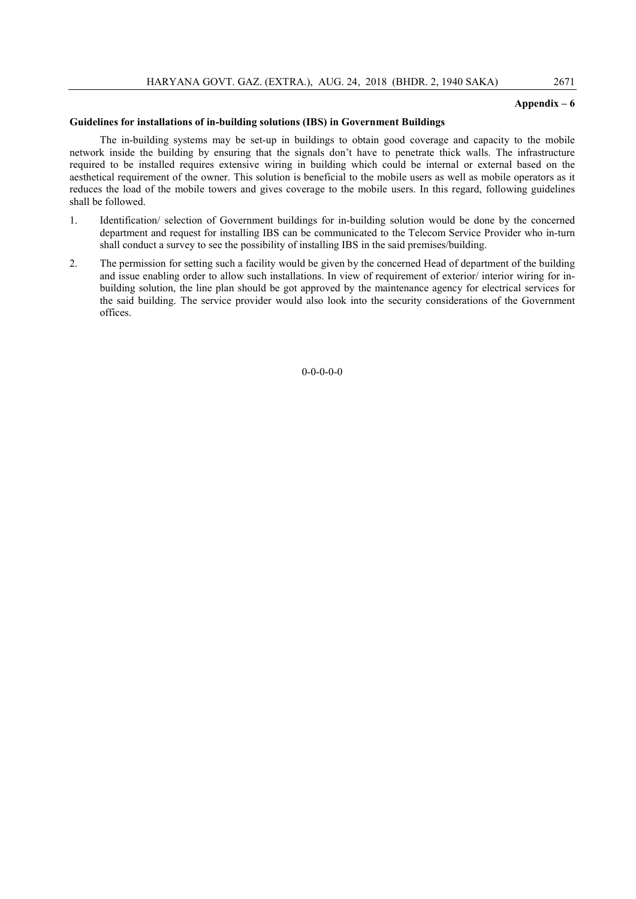**Appendix – 6**

**Guidelines for installations of in-building solutions (IBS) in Government Buildings**

The in-building systems may be set-up in buildings to obtain good coverage and capacity to the mobile network inside the building by ensuring that the signals don't have to penetrate thick walls. The infrastructure required to be installed requires extensive wiring in building which could be internal or external based on the aesthetical requirement of the owner. This solution is beneficial to the mobile users as well as mobile operators as it reduces the load of the mobile towers and gives coverage to the mobile users. In this regard, following guidelines shall be followed.

1. Identification/ selection of Government buildings for in-building solution would be done by the concerned department and request for installing IBS can be communicated to the Telecom Service Provider who in-turn shall conduct a survey to see the possibility of installing IBS in the said premises/building.

2. The permission for setting such a facility would be given by the concerned Head of department of the building and issue enabling order to allow such installations. In view of requirement of exterior/ interior wiring for in-building solution, the line plan should be got approved by the maintenance agency for electrical services for the said building. The service provider would also look into the security considerations of the Government offices.

0-0-0-0-0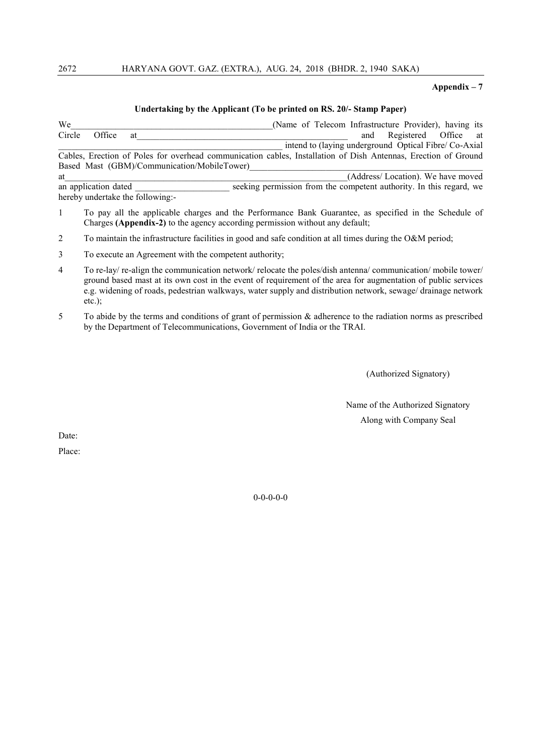**Appendix – 7**

**Undertaking by the Applicant (To be printed on RS. 20/- Stamp Paper)**

We_____________________________________________(Name of Telecom Infrastructure Provider), having its Circle Office at_____________________________________________ and Registered Office at _____________________________________________ intend to (laying underground Optical Fibre/ Co-Axial Cables, Erection of Poles for overhead communication cables, Installation of Dish Antennas, Erection of Ground Based Mast (GBM)/Communication/MobileTower)_____________________________________________ at_____________________________________________(Address/ Location). We have moved an application dated ____________________ seeking permission from the competent authority. In this regard, we hereby undertake the following:-

1. To pay all the applicable charges and the Performance Bank Guarantee, as specified in the Schedule of Charges **(Appendix-2)** to the agency according permission without any default;
2. To maintain the infrastructure facilities in good and safe condition at all times during the O&M period;
3. To execute an Agreement with the competent authority;
4. To re-lay/ re-align the communication network/ relocate the poles/dish antenna/ communication/ mobile tower/ ground based mast at its own cost in the event of requirement of the area for augmentation of public services e.g. widening of roads, pedestrian walkways, water supply and distribution network, sewage/ drainage network etc.);
5. To abide by the terms and conditions of grant of permission & adherence to the radiation norms as prescribed by the Department of Telecommunications, Government of India or the TRAI.

(Authorized Signatory)

Name of the Authorized Signatory
Along with Company Seal

Date:

Place:

0-0-0-0-0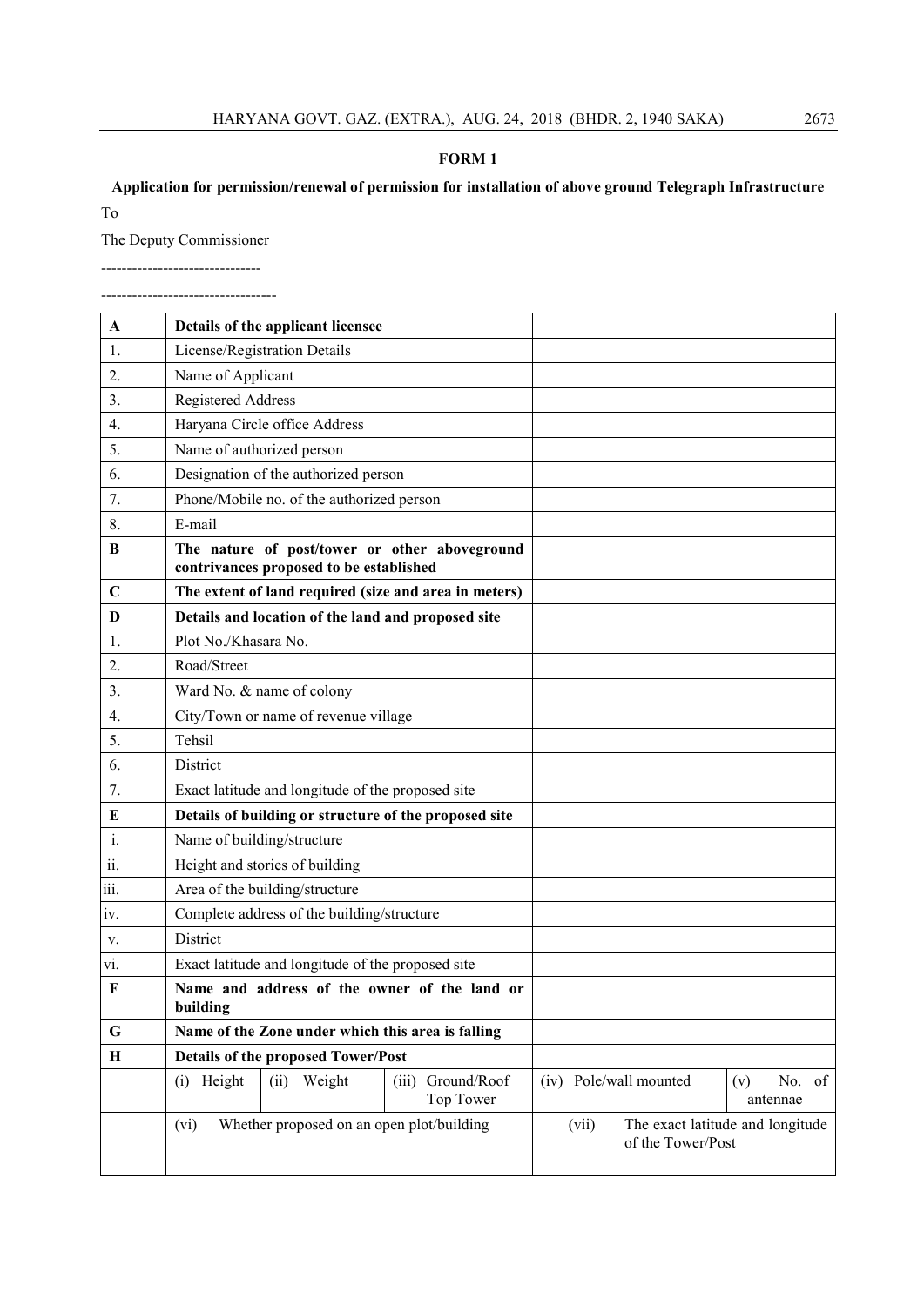**FORM 1**

**Application for permission/renewal of permission for installation of above ground Telegraph Infrastructure**

To

The Deputy Commissioner

-------------------------------

----------------------------------

| | | | | | |
|---|---|---|---|---|---|
| **A** | **Details of the applicant licensee** | | | | |
| 1. | License/Registration Details | | | | |
| 2. | Name of Applicant | | | | |
| 3. | Registered Address | | | | |
| 4. | Haryana Circle office Address | | | | |
| 5. | Name of authorized person | | | | |
| 6. | Designation of the authorized person | | | | |
| 7. | Phone/Mobile no. of the authorized person | | | | |
| 8. | E-mail | | | | |
| **B** | **The nature of post/tower or other aboveground contrivances proposed to be established** | | | | |
| **C** | **The extent of land required (size and area in meters)** | | | | |
| **D** | **Details and location of the land and proposed site** | | | | |
| 1. | Plot No./Khasara No. | | | | |
| 2. | Road/Street | | | | |
| 3. | Ward No. & name of colony | | | | |
| 4. | City/Town or name of revenue village | | | | |
| 5. | Tehsil | | | | |
| 6. | District | | | | |
| 7. | Exact latitude and longitude of the proposed site | | | | |
| **E** | **Details of building or structure of the proposed site** | | | | |
| i. | Name of building/structure | | | | |
| ii. | Height and stories of building | | | | |
| iii. | Area of the building/structure | | | | |
| iv. | Complete address of the building/structure | | | | |
| v. | District | | | | |
| vi. | Exact latitude and longitude of the proposed site | | | | |
| **F** | **Name and address of the owner of the land or building** | | | | |
| **G** | **Name of the Zone under which this area is falling** | | | | |
| **H** | **Details of the proposed Tower/Post** | | | | |
| | (i) Height | (ii) Weight | (iii) Ground/Roof Top Tower | (iv) Pole/wall mounted | (v) No. of antennae |
| | (vi) Whether proposed on an open plot/building | | | (vii) The exact latitude and longitude of the Tower/Post | |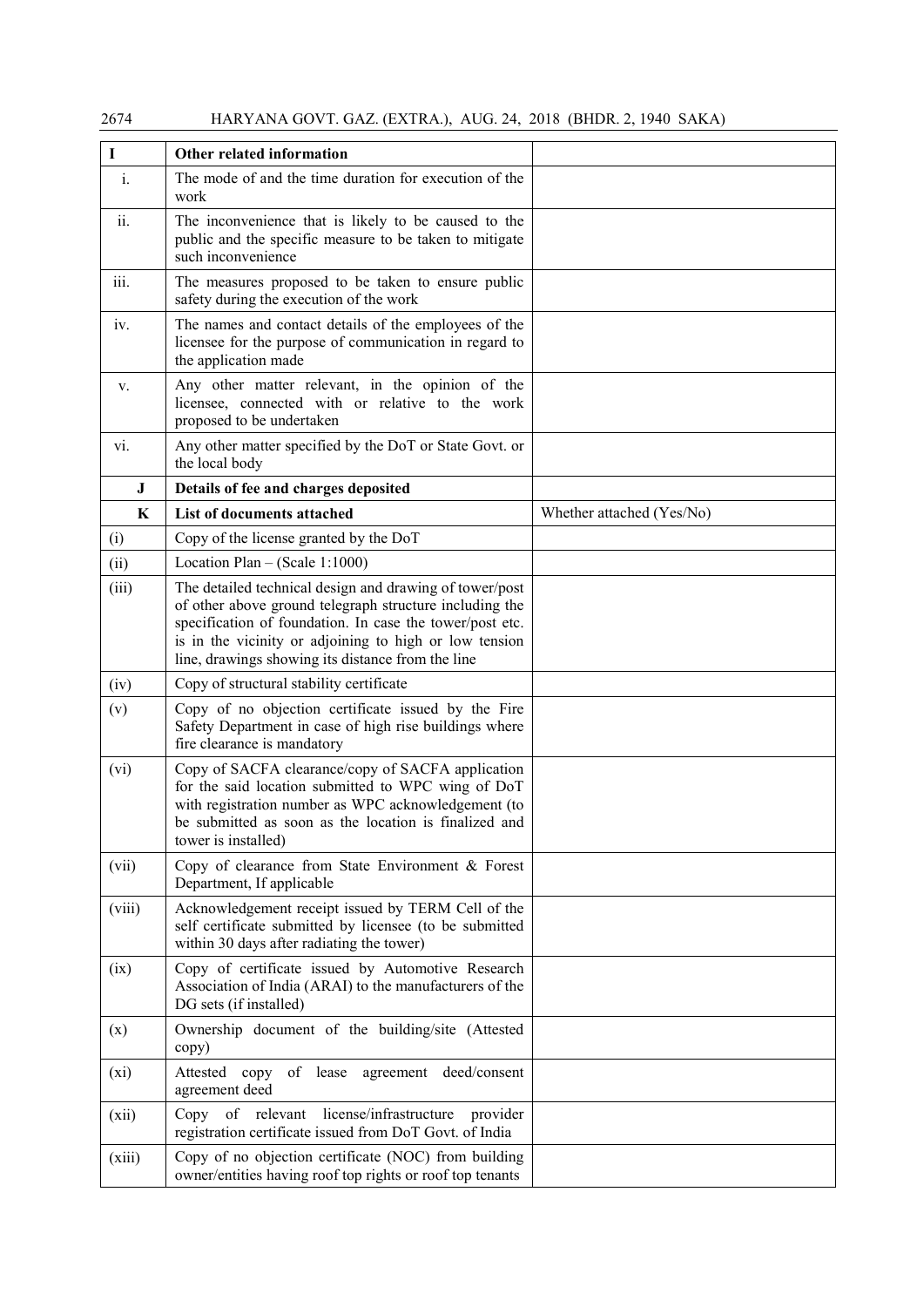| I | **Other related information** | |
|---|---|---|
| i. | The mode of and the time duration for execution of the work | |
| ii. | The inconvenience that is likely to be caused to the public and the specific measure to be taken to mitigate such inconvenience | |
| iii. | The measures proposed to be taken to ensure public safety during the execution of the work | |
| iv. | The names and contact details of the employees of the licensee for the purpose of communication in regard to the application made | |
| v. | Any other matter relevant, in the opinion of the licensee, connected with or relative to the work proposed to be undertaken | |
| vi. | Any other matter specified by the DoT or State Govt. or the local body | |
| **J** | **Details of fee and charges deposited** | |
| **K** | **List of documents attached** | Whether attached (Yes/No) |
| (i) | Copy of the license granted by the DoT | |
| (ii) | Location Plan – (Scale 1:1000) | |
| (iii) | The detailed technical design and drawing of tower/post of other above ground telegraph structure including the specification of foundation. In case the tower/post etc. is in the vicinity or adjoining to high or low tension line, drawings showing its distance from the line | |
| (iv) | Copy of structural stability certificate | |
| (v) | Copy of no objection certificate issued by the Fire Safety Department in case of high rise buildings where fire clearance is mandatory | |
| (vi) | Copy of SACFA clearance/copy of SACFA application for the said location submitted to WPC wing of DoT with registration number as WPC acknowledgement (to be submitted as soon as the location is finalized and tower is installed) | |
| (vii) | Copy of clearance from State Environment & Forest Department, If applicable | |
| (viii) | Acknowledgement receipt issued by TERM Cell of the self certificate submitted by licensee (to be submitted within 30 days after radiating the tower) | |
| (ix) | Copy of certificate issued by Automotive Research Association of India (ARAI) to the manufacturers of the DG sets (if installed) | |
| (x) | Ownership document of the building/site (Attested copy) | |
| (xi) | Attested copy of lease agreement deed/consent agreement deed | |
| (xii) | Copy of relevant license/infrastructure provider registration certificate issued from DoT Govt. of India | |
| (xiii) | Copy of no objection certificate (NOC) from building owner/entities having roof top rights or roof top tenants | |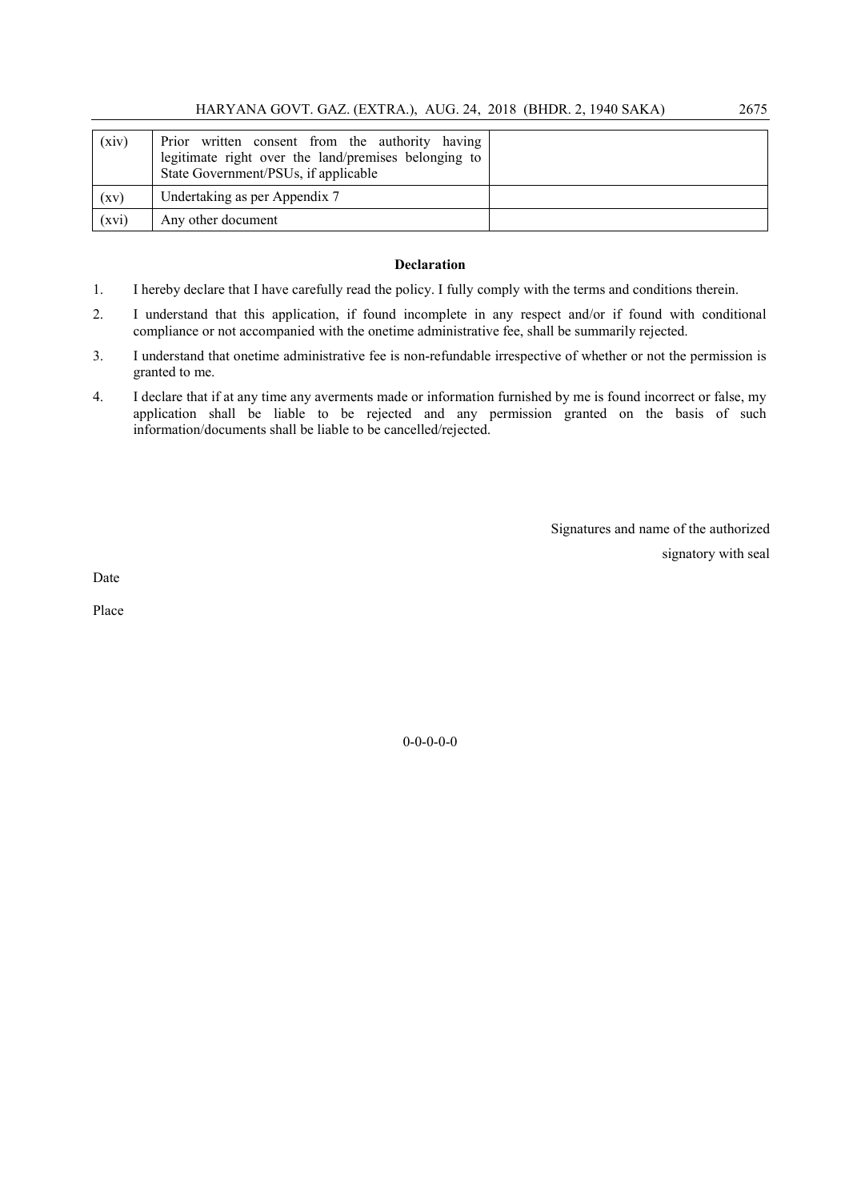| | | |
|---|---|---|
| (xiv) | Prior written consent from the authority having legitimate right over the land/premises belonging to State Government/PSUs, if applicable | |
| (xv) | Undertaking as per Appendix 7 | |
| (xvi) | Any other document | |

**Declaration**

1. I hereby declare that I have carefully read the policy. I fully comply with the terms and conditions therein.
2. I understand that this application, if found incomplete in any respect and/or if found with conditional compliance or not accompanied with the onetime administrative fee, shall be summarily rejected.
3. I understand that onetime administrative fee is non-refundable irrespective of whether or not the permission is granted to me.
4. I declare that if at any time any averments made or information furnished by me is found incorrect or false, my application shall be liable to be rejected and any permission granted on the basis of such information/documents shall be liable to be cancelled/rejected.

Signatures and name of the authorized signatory with seal

Date

Place

0-0-0-0-0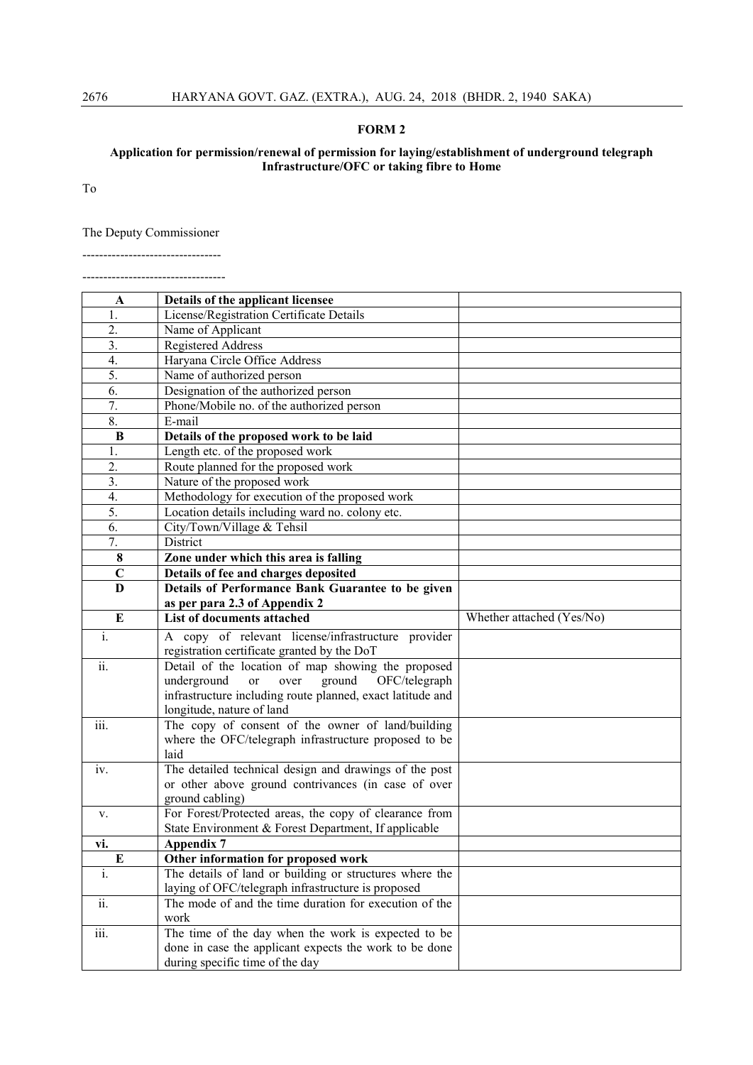**FORM 2**

**Application for permission/renewal of permission for laying/establishment of underground telegraph Infrastructure/OFC or taking fibre to Home**

To

The Deputy Commissioner

---------------------------------

----------------------------------

| A | **Details of the applicant licensee** | |
|---|---|---|
| 1. | License/Registration Certificate Details | |
| 2. | Name of Applicant | |
| 3. | Registered Address | |
| 4. | Haryana Circle Office Address | |
| 5. | Name of authorized person | |
| 6. | Designation of the authorized person | |
| 7. | Phone/Mobile no. of the authorized person | |
| 8. | E-mail | |
| **B** | **Details of the proposed work to be laid** | |
| 1. | Length etc. of the proposed work | |
| 2. | Route planned for the proposed work | |
| 3. | Nature of the proposed work | |
| 4. | Methodology for execution of the proposed work | |
| 5. | Location details including ward no. colony etc. | |
| 6. | City/Town/Village & Tehsil | |
| 7. | District | |
| **8** | **Zone under which this area is falling** | |
| **C** | **Details of fee and charges deposited** | |
| **D** | **Details of Performance Bank Guarantee to be given as per para 2.3 of Appendix 2** | |
| **E** | **List of documents attached** | Whether attached (Yes/No) |
| i. | A copy of relevant license/infrastructure provider registration certificate granted by the DoT | |
| ii. | Detail of the location of map showing the proposed underground or over ground OFC/telegraph infrastructure including route planned, exact latitude and longitude, nature of land | |
| iii. | The copy of consent of the owner of land/building where the OFC/telegraph infrastructure proposed to be laid | |
| iv. | The detailed technical design and drawings of the post or other above ground contrivances (in case of over ground cabling) | |
| v. | For Forest/Protected areas, the copy of clearance from State Environment & Forest Department, If applicable | |
| **vi.** | **Appendix 7** | |
| **E** | **Other information for proposed work** | |
| i. | The details of land or building or structures where the laying of OFC/telegraph infrastructure is proposed | |
| ii. | The mode of and the time duration for execution of the work | |
| iii. | The time of the day when the work is expected to be done in case the applicant expects the work to be done during specific time of the day | |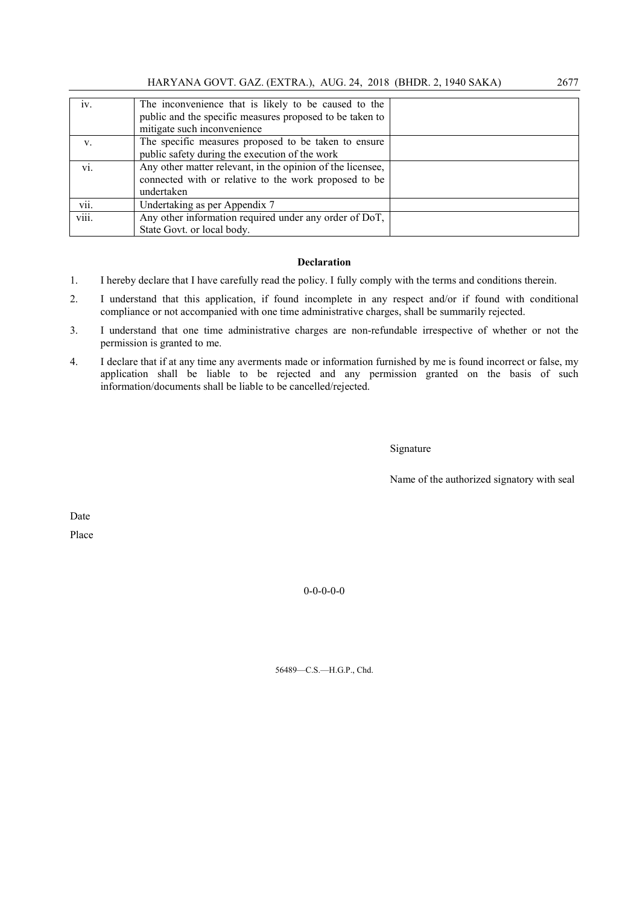| | | |
|---|---|---|
| iv. | The inconvenience that is likely to be caused to the public and the specific measures proposed to be taken to mitigate such inconvenience | |
| v. | The specific measures proposed to be taken to ensure public safety during the execution of the work | |
| vi. | Any other matter relevant, in the opinion of the licensee, connected with or relative to the work proposed to be undertaken | |
| vii. | Undertaking as per Appendix 7 | |
| viii. | Any other information required under any order of DoT, State Govt. or local body. | |

**Declaration**

1. I hereby declare that I have carefully read the policy. I fully comply with the terms and conditions therein.
2. I understand that this application, if found incomplete in any respect and/or if found with conditional compliance or not accompanied with one time administrative charges, shall be summarily rejected.
3. I understand that one time administrative charges are non-refundable irrespective of whether or not the permission is granted to me.
4. I declare that if at any time any averments made or information furnished by me is found incorrect or false, my application shall be liable to be rejected and any permission granted on the basis of such information/documents shall be liable to be cancelled/rejected.

Signature

Name of the authorized signatory with seal

Date

Place

0-0-0-0-0

56489—C.S.—H.G.P., Chd.